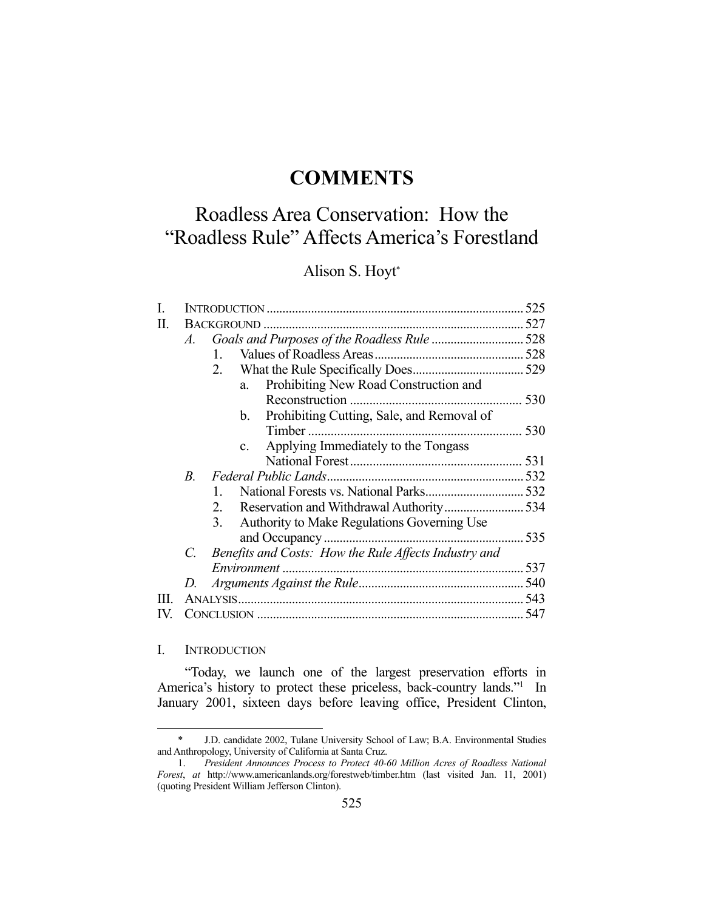# COMMENTS

# Roadless Area Conservation: How the "Roadless Rule" Affects America's Forestland

Alison S. Hoyt*

- I. INTRODUCTION ... 525
- II. BACKGROUND ... 527
  - *A. Goals and Purposes of the Roadless Rule* ... 528
    - 1. Values of Roadless Areas ... 528
    - 2. What the Rule Specifically Does ... 529
      - a. Prohibiting New Road Construction and Reconstruction ... 530
      - b. Prohibiting Cutting, Sale, and Removal of Timber ... 530
      - c. Applying Immediately to the Tongass National Forest ... 531
  - *B. Federal Public Lands* ... 532
    - 1. National Forests vs. National Parks ... 532
    - 2. Reservation and Withdrawal Authority ... 534
    - 3. Authority to Make Regulations Governing Use and Occupancy ... 535
  - *C. Benefits and Costs: How the Rule Affects Industry and Environment* ... 537
  - *D. Arguments Against the Rule* ... 540
- III. ANALYSIS ... 543
- IV. CONCLUSION ... 547

## I. INTRODUCTION

"Today, we launch one of the largest preservation efforts in America's history to protect these priceless, back-country lands."[1] In January 2001, sixteen days before leaving office, President Clinton,

---

\* J.D. candidate 2002, Tulane University School of Law; B.A. Environmental Studies and Anthropology, University of California at Santa Cruz.

1. *President Announces Process to Protect 40-60 Million Acres of Roadless National Forest*, *at* http://www.americanlands.org/forestweb/timber.htm (last visited Jan. 11, 2001) (quoting President William Jefferson Clinton).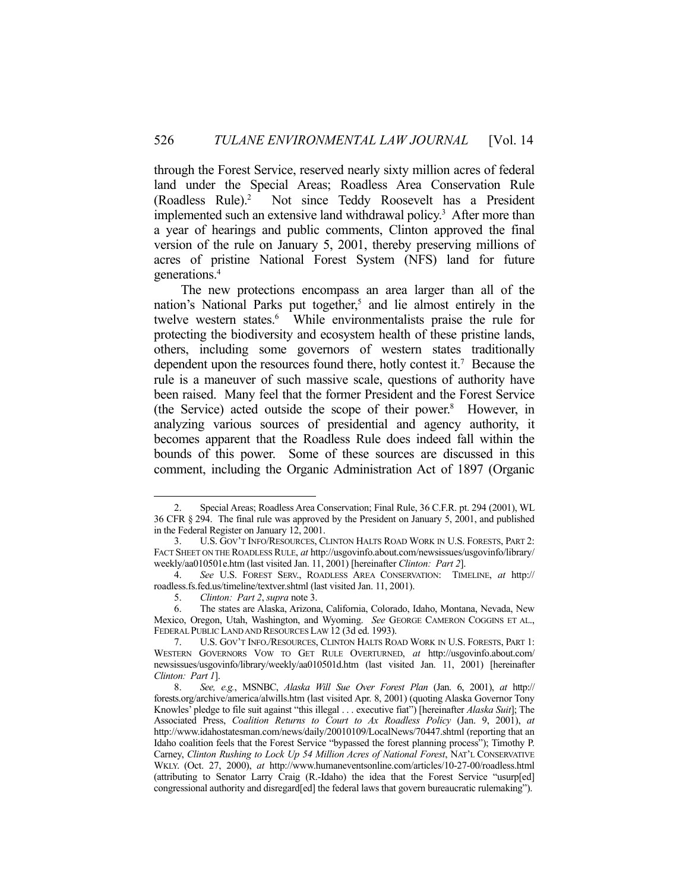through the Forest Service, reserved nearly sixty million acres of federal land under the Special Areas; Roadless Area Conservation Rule (Roadless Rule).[2] Not since Teddy Roosevelt has a President implemented such an extensive land withdrawal policy.[3] After more than a year of hearings and public comments, Clinton approved the final version of the rule on January 5, 2001, thereby preserving millions of acres of pristine National Forest System (NFS) land for future generations.[4]

The new protections encompass an area larger than all of the nation's National Parks put together,[5] and lie almost entirely in the twelve western states.[6] While environmentalists praise the rule for protecting the biodiversity and ecosystem health of these pristine lands, others, including some governors of western states traditionally dependent upon the resources found there, hotly contest it.[7] Because the rule is a maneuver of such massive scale, questions of authority have been raised. Many feel that the former President and the Forest Service (the Service) acted outside the scope of their power.[8] However, in analyzing various sources of presidential and agency authority, it becomes apparent that the Roadless Rule does indeed fall within the bounds of this power. Some of these sources are discussed in this comment, including the Organic Administration Act of 1897 (Organic

---

2. Special Areas; Roadless Area Conservation; Final Rule, 36 C.F.R. pt. 294 (2001), WL 36 CFR § 294. The final rule was approved by the President on January 5, 2001, and published in the Federal Register on January 12, 2001.

3. U.S. GOV'T INFO/RESOURCES, CLINTON HALTS ROAD WORK IN U.S. FORESTS, PART 2: FACT SHEET ON THE ROADLESS RULE, *at* http://usgovinfo.about.com/newsissues/usgovinfo/library/weekly/aa010501e.htm (last visited Jan. 11, 2001) [hereinafter *Clinton: Part 2*].

4. *See* U.S. FOREST SERV., ROADLESS AREA CONSERVATION: TIMELINE, *at* http://roadless.fs.fed.us/timeline/textver.shtml (last visited Jan. 11, 2001).

5. *Clinton: Part 2*, *supra* note 3.

6. The states are Alaska, Arizona, California, Colorado, Idaho, Montana, Nevada, New Mexico, Oregon, Utah, Washington, and Wyoming. *See* GEORGE CAMERON COGGINS ET AL., FEDERAL PUBLIC LAND AND RESOURCES LAW 12 (3d ed. 1993).

7. U.S. GOV'T INFO./RESOURCES, CLINTON HALTS ROAD WORK IN U.S. FORESTS, PART 1: WESTERN GOVERNORS VOW TO GET RULE OVERTURNED, *at* http://usgovinfo.about.com/newsissues/usgovinfo/library/weekly/aa010501d.htm (last visited Jan. 11, 2001) [hereinafter *Clinton: Part 1*].

8. *See, e.g.*, MSNBC, *Alaska Will Sue Over Forest Plan* (Jan. 6, 2001), *at* http://forests.org/archive/america/alwills.htm (last visited Apr. 8, 2001) (quoting Alaska Governor Tony Knowles' pledge to file suit against "this illegal . . . executive fiat") [hereinafter *Alaska Suit*]; The Associated Press, *Coalition Returns to Court to Ax Roadless Policy* (Jan. 9, 2001), *at* http://www.idahostatesman.com/news/daily/20010109/LocalNews/70447.shtml (reporting that an Idaho coalition feels that the Forest Service "bypassed the forest planning process"); Timothy P. Carney, *Clinton Rushing to Lock Up 54 Million Acres of National Forest*, NAT'L CONSERVATIVE WKLY. (Oct. 27, 2000), *at* http://www.humaneventsonline.com/articles/10-27-00/roadless.html (attributing to Senator Larry Craig (R.-Idaho) the idea that the Forest Service "usurp[ed] congressional authority and disregard[ed] the federal laws that govern bureaucratic rulemaking").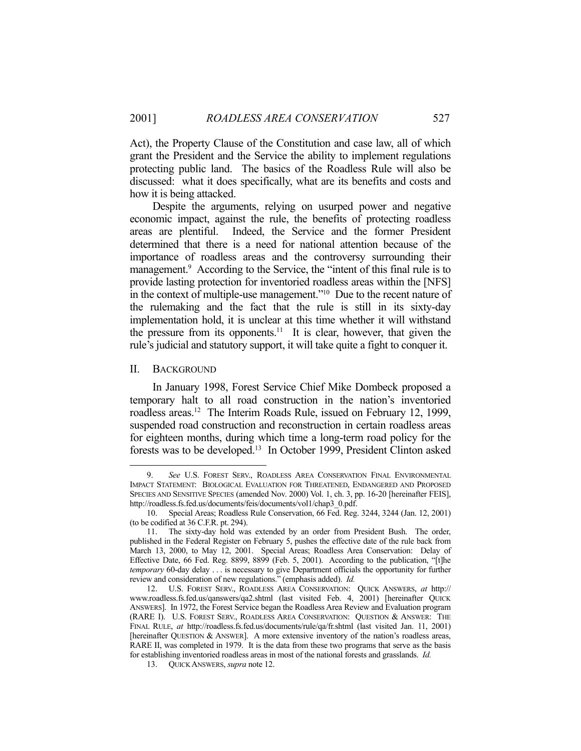Act), the Property Clause of the Constitution and case law, all of which grant the President and the Service the ability to implement regulations protecting public land. The basics of the Roadless Rule will also be discussed: what it does specifically, what are its benefits and costs and how it is being attacked.

Despite the arguments, relying on usurped power and negative economic impact, against the rule, the benefits of protecting roadless areas are plentiful. Indeed, the Service and the former President determined that there is a need for national attention because of the importance of roadless areas and the controversy surrounding their management.[9] According to the Service, the "intent of this final rule is to provide lasting protection for inventoried roadless areas within the [NFS] in the context of multiple-use management."[10] Due to the recent nature of the rulemaking and the fact that the rule is still in its sixty-day implementation hold, it is unclear at this time whether it will withstand the pressure from its opponents.[11] It is clear, however, that given the rule's judicial and statutory support, it will take quite a fight to conquer it.

## II. Background

In January 1998, Forest Service Chief Mike Dombeck proposed a temporary halt to all road construction in the nation's inventoried roadless areas.[12] The Interim Roads Rule, issued on February 12, 1999, suspended road construction and reconstruction in certain roadless areas for eighteen months, during which time a long-term road policy for the forests was to be developed.[13] In October 1999, President Clinton asked

---

9. *See* U.S. Forest Serv., Roadless Area Conservation Final Environmental Impact Statement: Biological Evaluation for Threatened, Endangered and Proposed Species and Sensitive Species (amended Nov. 2000) Vol. 1, ch. 3, pp. 16-20 [hereinafter FEIS], http://roadless.fs.fed.us/documents/feis/documents/vol1/chap3_0.pdf.

10. Special Areas; Roadless Rule Conservation, 66 Fed. Reg. 3244, 3244 (Jan. 12, 2001) (to be codified at 36 C.F.R. pt. 294).

11. The sixty-day hold was extended by an order from President Bush. The order, published in the Federal Register on February 5, pushes the effective date of the rule back from March 13, 2000, to May 12, 2001. Special Areas; Roadless Area Conservation: Delay of Effective Date, 66 Fed. Reg. 8899, 8899 (Feb. 5, 2001). According to the publication, "[t]he *temporary* 60-day delay . . . is necessary to give Department officials the opportunity for further review and consideration of new regulations." (emphasis added). *Id.*

12. U.S. Forest Serv., Roadless Area Conservation: Quick Answers, *at* http://www.roadless.fs.fed.us/qanswers/qa2.shtml (last visited Feb. 4, 2001) [hereinafter Quick Answers]. In 1972, the Forest Service began the Roadless Area Review and Evaluation program (RARE I). U.S. Forest Serv., Roadless Area Conservation: Question & Answer: The Final Rule, *at* http://roadless.fs.fed.us/documents/rule/qa/fr.shtml (last visited Jan. 11, 2001) [hereinafter Question & Answer]. A more extensive inventory of the nation's roadless areas, RARE II, was completed in 1979. It is the data from these two programs that serve as the basis for establishing inventoried roadless areas in most of the national forests and grasslands. *Id.*

13. Quick Answers, *supra* note 12.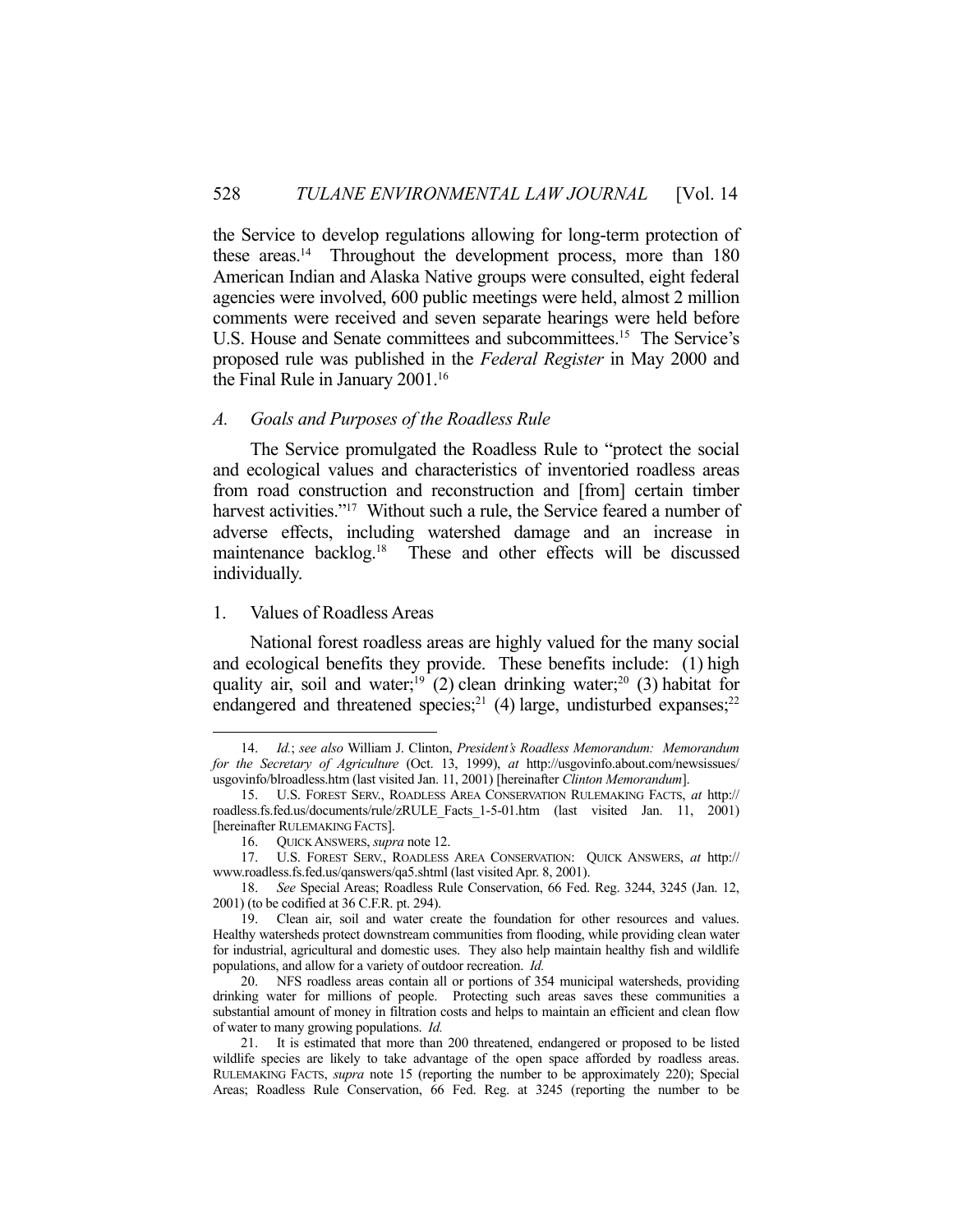the Service to develop regulations allowing for long-term protection of these areas.[14] Throughout the development process, more than 180 American Indian and Alaska Native groups were consulted, eight federal agencies were involved, 600 public meetings were held, almost 2 million comments were received and seven separate hearings were held before U.S. House and Senate committees and subcommittees.[15] The Service's proposed rule was published in the *Federal Register* in May 2000 and the Final Rule in January 2001.[16]

### *A. Goals and Purposes of the Roadless Rule*

The Service promulgated the Roadless Rule to "protect the social and ecological values and characteristics of inventoried roadless areas from road construction and reconstruction and [from] certain timber harvest activities."[17] Without such a rule, the Service feared a number of adverse effects, including watershed damage and an increase in maintenance backlog.[18] These and other effects will be discussed individually.

#### 1. Values of Roadless Areas

National forest roadless areas are highly valued for the many social and ecological benefits they provide. These benefits include: (1) high quality air, soil and water;[19] (2) clean drinking water;[20] (3) habitat for endangered and threatened species;[21] (4) large, undisturbed expanses;[22]

---

14. *Id.*; *see also* William J. Clinton, *President's Roadless Memorandum: Memorandum for the Secretary of Agriculture* (Oct. 13, 1999), *at* http://usgovinfo.about.com/newsissues/usgovinfo/blroadless.htm (last visited Jan. 11, 2001) [hereinafter *Clinton Memorandum*].

15. U.S. FOREST SERV., ROADLESS AREA CONSERVATION RULEMAKING FACTS, *at* http://roadless.fs.fed.us/documents/rule/zRULE_Facts_1-5-01.htm (last visited Jan. 11, 2001) [hereinafter RULEMAKING FACTS].

16. QUICK ANSWERS, *supra* note 12.

17. U.S. FOREST SERV., ROADLESS AREA CONSERVATION: QUICK ANSWERS, *at* http://www.roadless.fs.fed.us/qanswers/qa5.shtml (last visited Apr. 8, 2001).

18. *See* Special Areas; Roadless Rule Conservation, 66 Fed. Reg. 3244, 3245 (Jan. 12, 2001) (to be codified at 36 C.F.R. pt. 294).

19. Clean air, soil and water create the foundation for other resources and values. Healthy watersheds protect downstream communities from flooding, while providing clean water for industrial, agricultural and domestic uses. They also help maintain healthy fish and wildlife populations, and allow for a variety of outdoor recreation. *Id.*

20. NFS roadless areas contain all or portions of 354 municipal watersheds, providing drinking water for millions of people. Protecting such areas saves these communities a substantial amount of money in filtration costs and helps to maintain an efficient and clean flow of water to many growing populations. *Id.*

21. It is estimated that more than 200 threatened, endangered or proposed to be listed wildlife species are likely to take advantage of the open space afforded by roadless areas. RULEMAKING FACTS, *supra* note 15 (reporting the number to be approximately 220); Special Areas; Roadless Rule Conservation, 66 Fed. Reg. at 3245 (reporting the number to be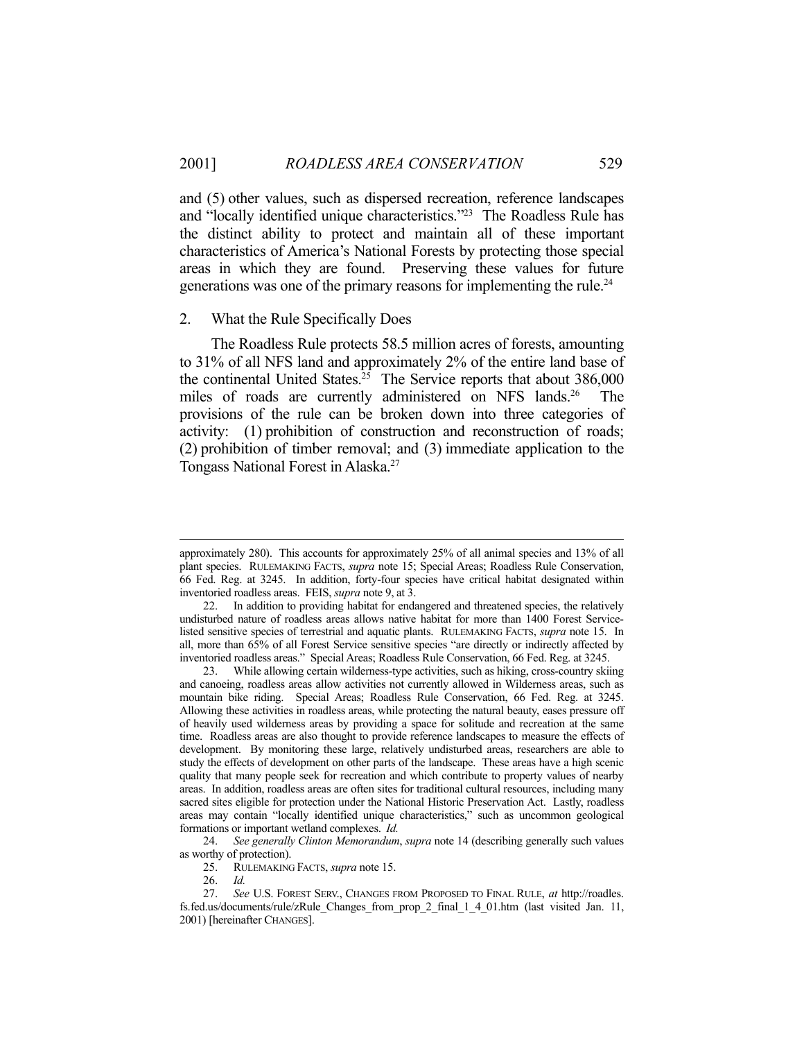and (5) other values, such as dispersed recreation, reference landscapes and "locally identified unique characteristics."[23] The Roadless Rule has the distinct ability to protect and maintain all of these important characteristics of America's National Forests by protecting those special areas in which they are found. Preserving these values for future generations was one of the primary reasons for implementing the rule.[24]

### 2. What the Rule Specifically Does

The Roadless Rule protects 58.5 million acres of forests, amounting to 31% of all NFS land and approximately 2% of the entire land base of the continental United States.[25] The Service reports that about 386,000 miles of roads are currently administered on NFS lands.[26] The provisions of the rule can be broken down into three categories of activity: (1) prohibition of construction and reconstruction of roads; (2) prohibition of timber removal; and (3) immediate application to the Tongass National Forest in Alaska.[27]

---

approximately 280). This accounts for approximately 25% of all animal species and 13% of all plant species. RULEMAKING FACTS, *supra* note 15; Special Areas; Roadless Rule Conservation, 66 Fed. Reg. at 3245. In addition, forty-four species have critical habitat designated within inventoried roadless areas. FEIS, *supra* note 9, at 3.

22. In addition to providing habitat for endangered and threatened species, the relatively undisturbed nature of roadless areas allows native habitat for more than 1400 Forest Service-listed sensitive species of terrestrial and aquatic plants. RULEMAKING FACTS, *supra* note 15. In all, more than 65% of all Forest Service sensitive species "are directly or indirectly affected by inventoried roadless areas." Special Areas; Roadless Rule Conservation, 66 Fed. Reg. at 3245.

23. While allowing certain wilderness-type activities, such as hiking, cross-country skiing and canoeing, roadless areas allow activities not currently allowed in Wilderness areas, such as mountain bike riding. Special Areas; Roadless Rule Conservation, 66 Fed. Reg. at 3245. Allowing these activities in roadless areas, while protecting the natural beauty, eases pressure off of heavily used wilderness areas by providing a space for solitude and recreation at the same time. Roadless areas are also thought to provide reference landscapes to measure the effects of development. By monitoring these large, relatively undisturbed areas, researchers are able to study the effects of development on other parts of the landscape. These areas have a high scenic quality that many people seek for recreation and which contribute to property values of nearby areas. In addition, roadless areas are often sites for traditional cultural resources, including many sacred sites eligible for protection under the National Historic Preservation Act. Lastly, roadless areas may contain "locally identified unique characteristics," such as uncommon geological formations or important wetland complexes. *Id.*

24. *See generally Clinton Memorandum*, *supra* note 14 (describing generally such values as worthy of protection).

25. RULEMAKING FACTS, *supra* note 15.

26. *Id.*

27. *See* U.S. FOREST SERV., CHANGES FROM PROPOSED TO FINAL RULE, *at* http://roadless.fs.fed.us/documents/rule/zRule_Changes_from_prop_2_final_1_4_01.htm (last visited Jan. 11, 2001) [hereinafter CHANGES].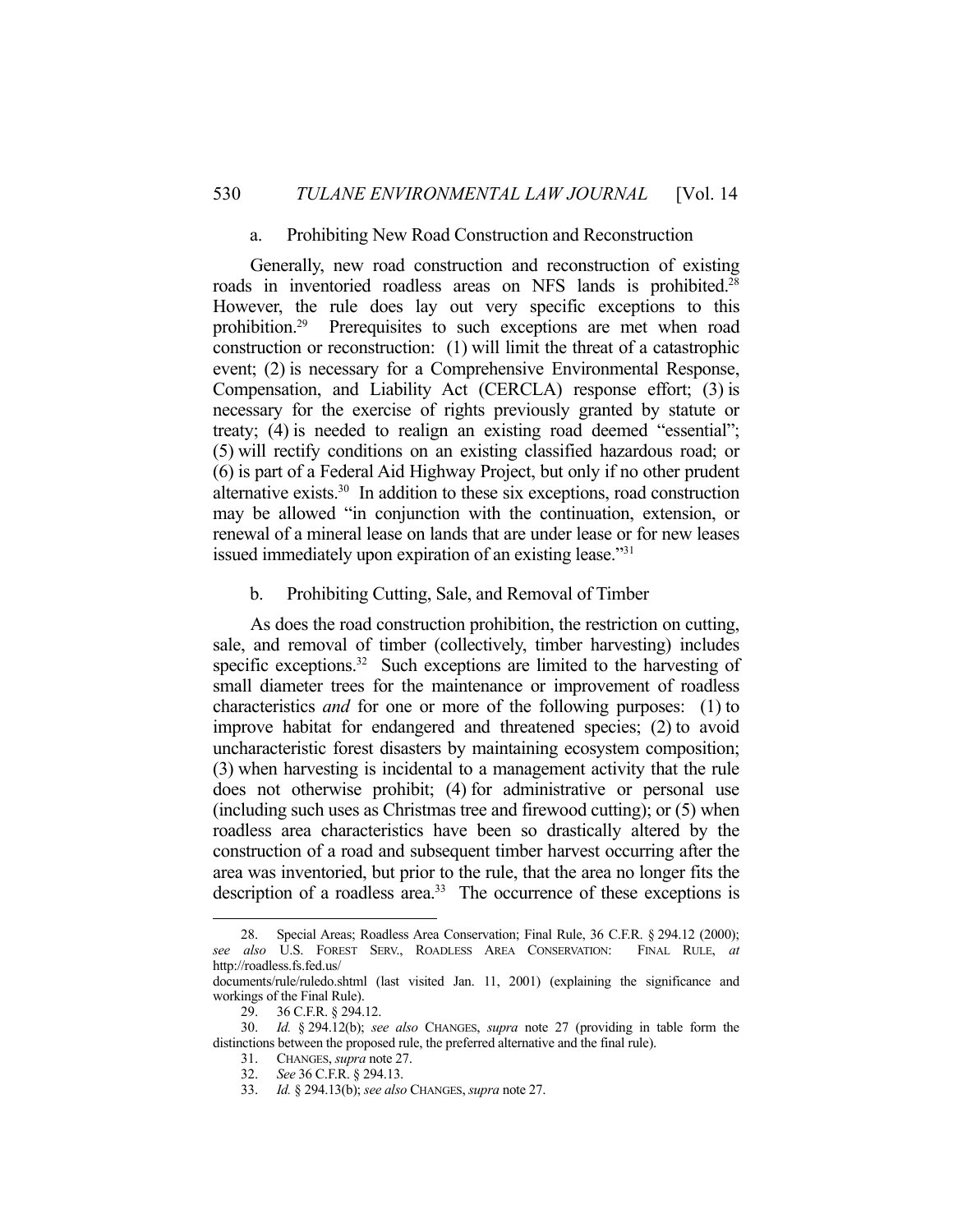a. Prohibiting New Road Construction and Reconstruction

Generally, new road construction and reconstruction of existing roads in inventoried roadless areas on NFS lands is prohibited.[28] However, the rule does lay out very specific exceptions to this prohibition.[29] Prerequisites to such exceptions are met when road construction or reconstruction: (1) will limit the threat of a catastrophic event; (2) is necessary for a Comprehensive Environmental Response, Compensation, and Liability Act (CERCLA) response effort; (3) is necessary for the exercise of rights previously granted by statute or treaty; (4) is needed to realign an existing road deemed "essential"; (5) will rectify conditions on an existing classified hazardous road; or (6) is part of a Federal Aid Highway Project, but only if no other prudent alternative exists.[30] In addition to these six exceptions, road construction may be allowed "in conjunction with the continuation, extension, or renewal of a mineral lease on lands that are under lease or for new leases issued immediately upon expiration of an existing lease."[31]

b. Prohibiting Cutting, Sale, and Removal of Timber

As does the road construction prohibition, the restriction on cutting, sale, and removal of timber (collectively, timber harvesting) includes specific exceptions.[32] Such exceptions are limited to the harvesting of small diameter trees for the maintenance or improvement of roadless characteristics *and* for one or more of the following purposes: (1) to improve habitat for endangered and threatened species; (2) to avoid uncharacteristic forest disasters by maintaining ecosystem composition; (3) when harvesting is incidental to a management activity that the rule does not otherwise prohibit; (4) for administrative or personal use (including such uses as Christmas tree and firewood cutting); or (5) when roadless area characteristics have been so drastically altered by the construction of a road and subsequent timber harvest occurring after the area was inventoried, but prior to the rule, that the area no longer fits the description of a roadless area.[33] The occurrence of these exceptions is

---

28. Special Areas; Roadless Area Conservation; Final Rule, 36 C.F.R. § 294.12 (2000); *see also* U.S. FOREST SERV., ROADLESS AREA CONSERVATION: FINAL RULE, *at* http://roadless.fs.fed.us/documents/rule/ruledo.shtml (last visited Jan. 11, 2001) (explaining the significance and workings of the Final Rule).

29. 36 C.F.R. § 294.12.

30. *Id.* § 294.12(b); *see also* CHANGES, *supra* note 27 (providing in table form the distinctions between the proposed rule, the preferred alternative and the final rule).

31. CHANGES, *supra* note 27.

32. *See* 36 C.F.R. § 294.13.

33. *Id.* § 294.13(b); *see also* CHANGES, *supra* note 27.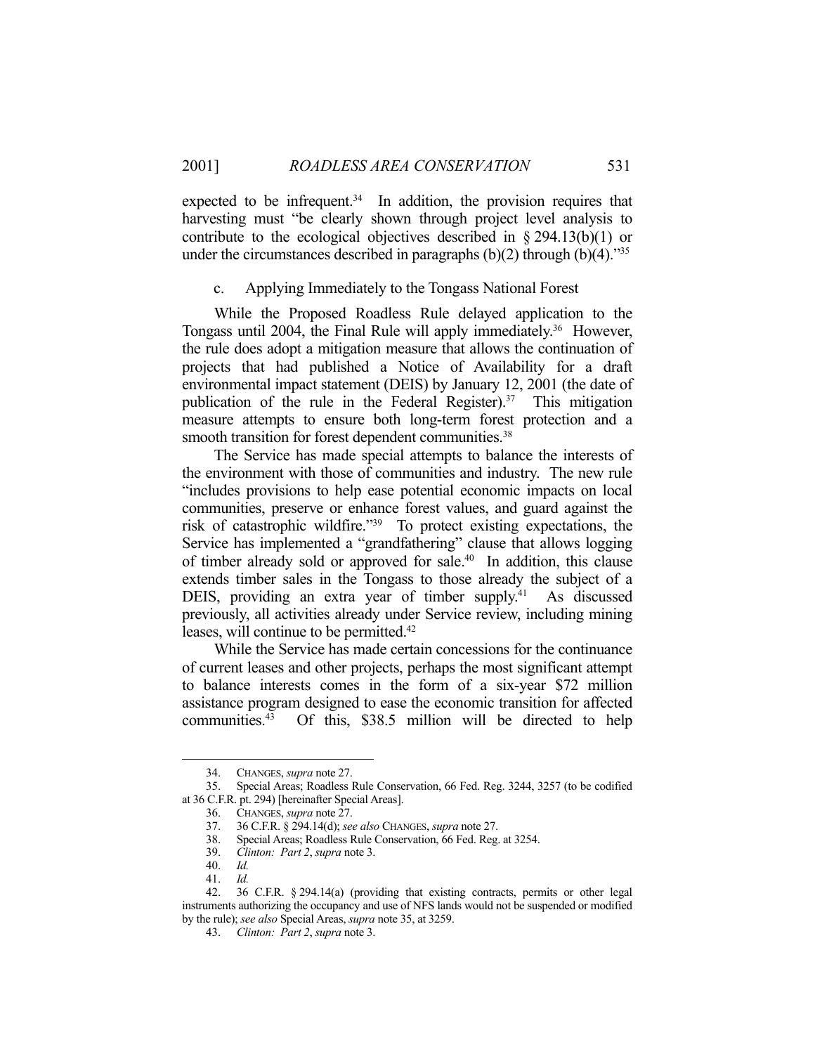expected to be infrequent.[34] In addition, the provision requires that harvesting must "be clearly shown through project level analysis to contribute to the ecological objectives described in § 294.13(b)(1) or under the circumstances described in paragraphs (b)(2) through (b)(4)."[35]

c. Applying Immediately to the Tongass National Forest

While the Proposed Roadless Rule delayed application to the Tongass until 2004, the Final Rule will apply immediately.[36] However, the rule does adopt a mitigation measure that allows the continuation of projects that had published a Notice of Availability for a draft environmental impact statement (DEIS) by January 12, 2001 (the date of publication of the rule in the Federal Register).[37] This mitigation measure attempts to ensure both long-term forest protection and a smooth transition for forest dependent communities.[38]

The Service has made special attempts to balance the interests of the environment with those of communities and industry. The new rule "includes provisions to help ease potential economic impacts on local communities, preserve or enhance forest values, and guard against the risk of catastrophic wildfire."[39] To protect existing expectations, the Service has implemented a "grandfathering" clause that allows logging of timber already sold or approved for sale.[40] In addition, this clause extends timber sales in the Tongass to those already the subject of a DEIS, providing an extra year of timber supply.[41] As discussed previously, all activities already under Service review, including mining leases, will continue to be permitted.[42]

While the Service has made certain concessions for the continuance of current leases and other projects, perhaps the most significant attempt to balance interests comes in the form of a six-year $72 million assistance program designed to ease the economic transition for affected communities.[43] Of this, $38.5 million will be directed to help

---

34. CHANGES, *supra* note 27.

35. Special Areas; Roadless Rule Conservation, 66 Fed. Reg. 3244, 3257 (to be codified at 36 C.F.R. pt. 294) [hereinafter Special Areas].

36. CHANGES, *supra* note 27.

37. 36 C.F.R. § 294.14(d); *see also* CHANGES, *supra* note 27.

38. Special Areas; Roadless Rule Conservation, 66 Fed. Reg. at 3254.

39. *Clinton: Part 2*, *supra* note 3.

40. *Id.*

41. *Id.*

42. 36 C.F.R. § 294.14(a) (providing that existing contracts, permits or other legal instruments authorizing the occupancy and use of NFS lands would not be suspended or modified by the rule); *see also* Special Areas, *supra* note 35, at 3259.

43. *Clinton: Part 2*, *supra* note 3.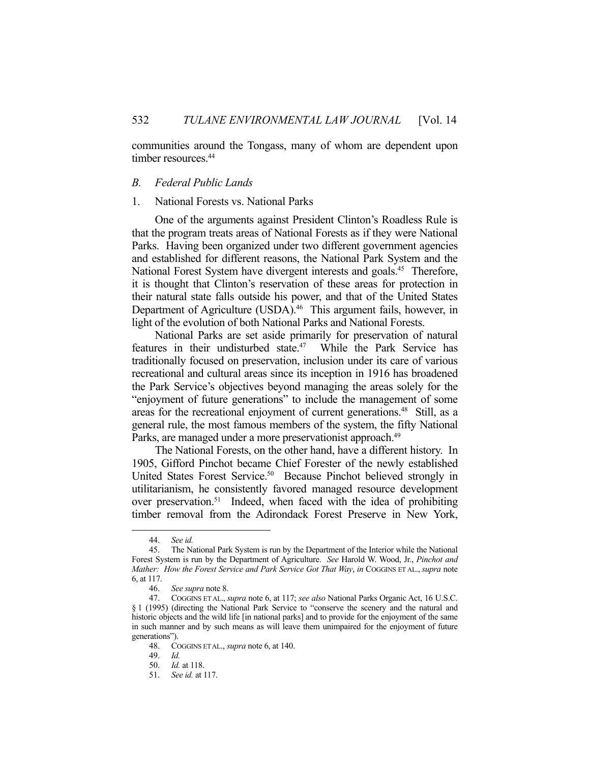communities around the Tongass, many of whom are dependent upon timber resources.[44]

### *B. Federal Public Lands*

#### 1. National Forests vs. National Parks

One of the arguments against President Clinton's Roadless Rule is that the program treats areas of National Forests as if they were National Parks. Having been organized under two different government agencies and established for different reasons, the National Park System and the National Forest System have divergent interests and goals.[45] Therefore, it is thought that Clinton's reservation of these areas for protection in their natural state falls outside his power, and that of the United States Department of Agriculture (USDA).[46] This argument fails, however, in light of the evolution of both National Parks and National Forests.

National Parks are set aside primarily for preservation of natural features in their undisturbed state.[47] While the Park Service has traditionally focused on preservation, inclusion under its care of various recreational and cultural areas since its inception in 1916 has broadened the Park Service's objectives beyond managing the areas solely for the "enjoyment of future generations" to include the management of some areas for the recreational enjoyment of current generations.[48] Still, as a general rule, the most famous members of the system, the fifty National Parks, are managed under a more preservationist approach.[49]

The National Forests, on the other hand, have a different history. In 1905, Gifford Pinchot became Chief Forester of the newly established United States Forest Service.[50] Because Pinchot believed strongly in utilitarianism, he consistently favored managed resource development over preservation.[51] Indeed, when faced with the idea of prohibiting timber removal from the Adirondack Forest Preserve in New York,

---

44. *See id.*

45. The National Park System is run by the Department of the Interior while the National Forest System is run by the Department of Agriculture. *See* Harold W. Wood, Jr., *Pinchot and Mather: How the Forest Service and Park Service Got That Way*, *in* COGGINS ET AL., *supra* note 6, at 117.

46. *See supra* note 8.

47. COGGINS ET AL., *supra* note 6, at 117; *see also* National Parks Organic Act, 16 U.S.C. § 1 (1995) (directing the National Park Service to "conserve the scenery and the natural and historic objects and the wild life [in national parks] and to provide for the enjoyment of the same in such manner and by such means as will leave them unimpaired for the enjoyment of future generations").

48. COGGINS ET AL., *supra* note 6, at 140.

49. *Id.*

50. *Id.* at 118.

51. *See id.* at 117.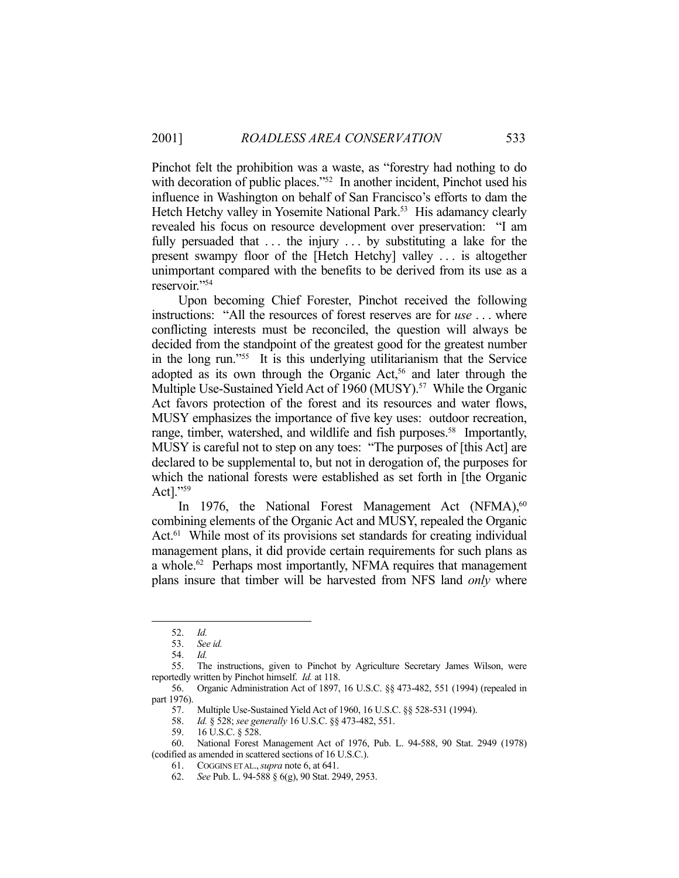Pinchot felt the prohibition was a waste, as "forestry had nothing to do with decoration of public places."[52] In another incident, Pinchot used his influence in Washington on behalf of San Francisco's efforts to dam the Hetch Hetchy valley in Yosemite National Park.[53] His adamancy clearly revealed his focus on resource development over preservation: "I am fully persuaded that . . . the injury . . . by substituting a lake for the present swampy floor of the [Hetch Hetchy] valley . . . is altogether unimportant compared with the benefits to be derived from its use as a reservoir."[54]

Upon becoming Chief Forester, Pinchot received the following instructions: "All the resources of forest reserves are for *use* . . . where conflicting interests must be reconciled, the question will always be decided from the standpoint of the greatest good for the greatest number in the long run."[55] It is this underlying utilitarianism that the Service adopted as its own through the Organic Act,[56] and later through the Multiple Use-Sustained Yield Act of 1960 (MUSY).[57] While the Organic Act favors protection of the forest and its resources and water flows, MUSY emphasizes the importance of five key uses: outdoor recreation, range, timber, watershed, and wildlife and fish purposes.[58] Importantly, MUSY is careful not to step on any toes: "The purposes of [this Act] are declared to be supplemental to, but not in derogation of, the purposes for which the national forests were established as set forth in [the Organic Act]."[59]

In 1976, the National Forest Management Act (NFMA),[60] combining elements of the Organic Act and MUSY, repealed the Organic Act.[61] While most of its provisions set standards for creating individual management plans, it did provide certain requirements for such plans as a whole.[62] Perhaps most importantly, NFMA requires that management plans insure that timber will be harvested from NFS land *only* where

---

52. *Id.*

53. *See id.*

54. *Id.*

55. The instructions, given to Pinchot by Agriculture Secretary James Wilson, were reportedly written by Pinchot himself. *Id.* at 118.

56. Organic Administration Act of 1897, 16 U.S.C. §§ 473-482, 551 (1994) (repealed in part 1976).

57. Multiple Use-Sustained Yield Act of 1960, 16 U.S.C. §§ 528-531 (1994).

58. *Id.* § 528; *see generally* 16 U.S.C. §§ 473-482, 551.

59. 16 U.S.C. § 528.

60. National Forest Management Act of 1976, Pub. L. 94-588, 90 Stat. 2949 (1978) (codified as amended in scattered sections of 16 U.S.C.).

61. COGGINS ET AL., *supra* note 6, at 641.

62. *See* Pub. L. 94-588 § 6(g), 90 Stat. 2949, 2953.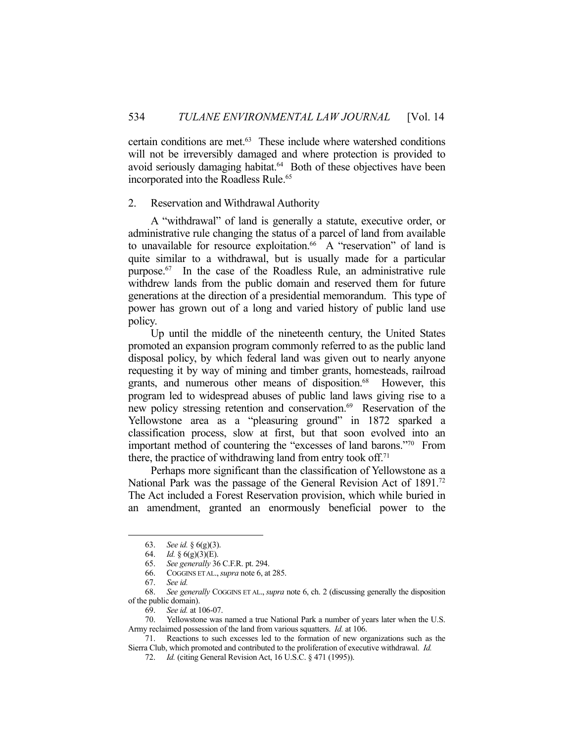certain conditions are met.[63] These include where watershed conditions will not be irreversibly damaged and where protection is provided to avoid seriously damaging habitat.[64] Both of these objectives have been incorporated into the Roadless Rule.[65]

### 2. Reservation and Withdrawal Authority

A "withdrawal" of land is generally a statute, executive order, or administrative rule changing the status of a parcel of land from available to unavailable for resource exploitation.[66] A "reservation" of land is quite similar to a withdrawal, but is usually made for a particular purpose.[67] In the case of the Roadless Rule, an administrative rule withdrew lands from the public domain and reserved them for future generations at the direction of a presidential memorandum. This type of power has grown out of a long and varied history of public land use policy.

Up until the middle of the nineteenth century, the United States promoted an expansion program commonly referred to as the public land disposal policy, by which federal land was given out to nearly anyone requesting it by way of mining and timber grants, homesteads, railroad grants, and numerous other means of disposition.[68] However, this program led to widespread abuses of public land laws giving rise to a new policy stressing retention and conservation.[69] Reservation of the Yellowstone area as a "pleasuring ground" in 1872 sparked a classification process, slow at first, but that soon evolved into an important method of countering the "excesses of land barons."[70] From there, the practice of withdrawing land from entry took off.[71]

Perhaps more significant than the classification of Yellowstone as a National Park was the passage of the General Revision Act of 1891.[72] The Act included a Forest Reservation provision, which while buried in an amendment, granted an enormously beneficial power to the

---

63. *See id.* § 6(g)(3).

64. *Id.* § 6(g)(3)(E).

65. *See generally* 36 C.F.R. pt. 294.

66. COGGINS ET AL., *supra* note 6, at 285.

67. *See id.*

68. *See generally* COGGINS ET AL., *supra* note 6, ch. 2 (discussing generally the disposition of the public domain).

69. *See id.* at 106-07.

70. Yellowstone was named a true National Park a number of years later when the U.S. Army reclaimed possession of the land from various squatters. *Id.* at 106.

71. Reactions to such excesses led to the formation of new organizations such as the Sierra Club, which promoted and contributed to the proliferation of executive withdrawal. *Id.*

72. *Id.* (citing General Revision Act, 16 U.S.C. § 471 (1995)).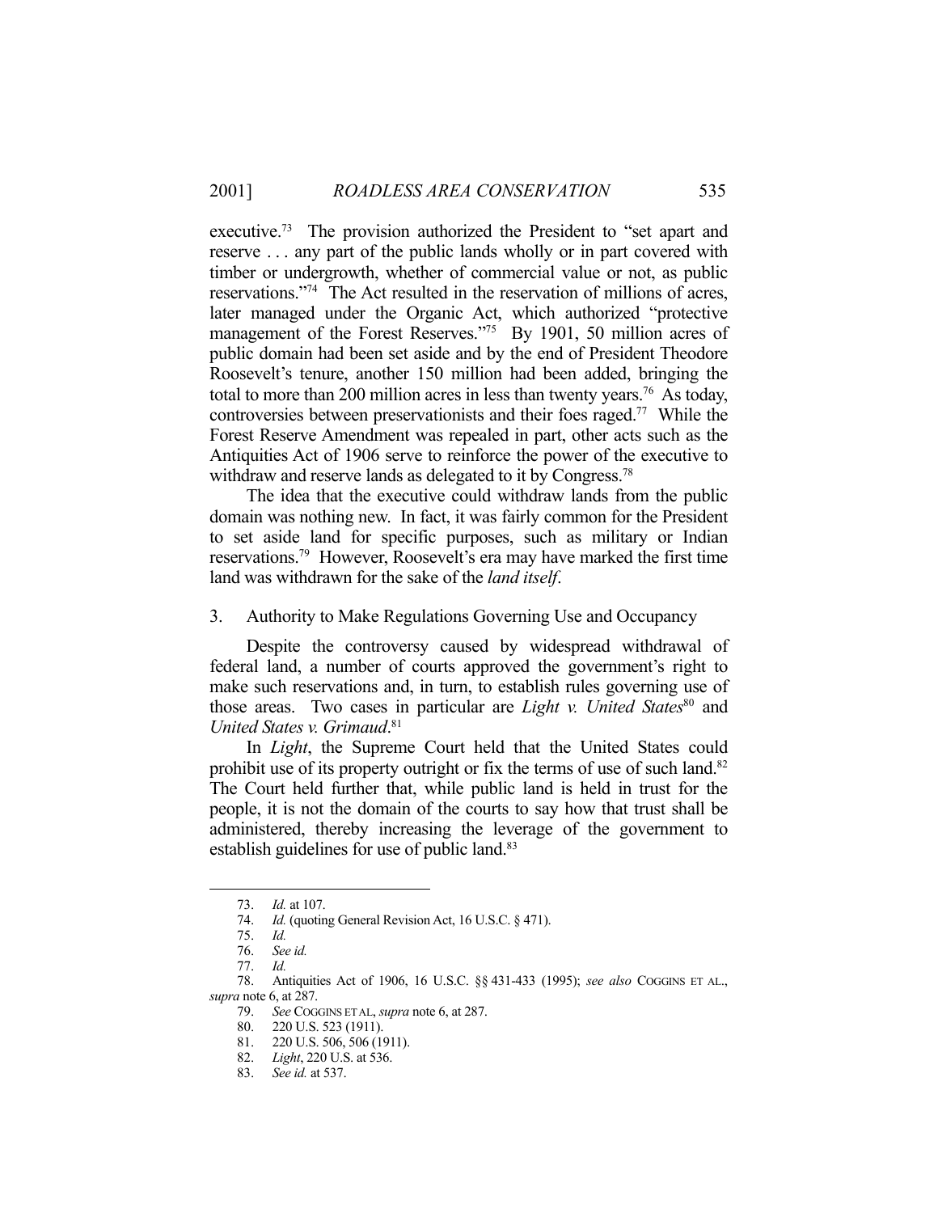executive.[73] The provision authorized the President to "set apart and reserve . . . any part of the public lands wholly or in part covered with timber or undergrowth, whether of commercial value or not, as public reservations."[74] The Act resulted in the reservation of millions of acres, later managed under the Organic Act, which authorized "protective management of the Forest Reserves."[75] By 1901, 50 million acres of public domain had been set aside and by the end of President Theodore Roosevelt's tenure, another 150 million had been added, bringing the total to more than 200 million acres in less than twenty years.[76] As today, controversies between preservationists and their foes raged.[77] While the Forest Reserve Amendment was repealed in part, other acts such as the Antiquities Act of 1906 serve to reinforce the power of the executive to withdraw and reserve lands as delegated to it by Congress.[78]

The idea that the executive could withdraw lands from the public domain was nothing new. In fact, it was fairly common for the President to set aside land for specific purposes, such as military or Indian reservations.[79] However, Roosevelt's era may have marked the first time land was withdrawn for the sake of the *land itself*.

### 3. Authority to Make Regulations Governing Use and Occupancy

Despite the controversy caused by widespread withdrawal of federal land, a number of courts approved the government's right to make such reservations and, in turn, to establish rules governing use of those areas. Two cases in particular are *Light v. United States*[80] and *United States v. Grimaud*.[81]

In *Light*, the Supreme Court held that the United States could prohibit use of its property outright or fix the terms of use of such land.[82] The Court held further that, while public land is held in trust for the people, it is not the domain of the courts to say how that trust shall be administered, thereby increasing the leverage of the government to establish guidelines for use of public land.[83]

---

73. *Id.* at 107.
74. *Id.* (quoting General Revision Act, 16 U.S.C. § 471).
75. *Id.*
76. *See id.*
77. *Id.*
78. Antiquities Act of 1906, 16 U.S.C. §§ 431-433 (1995); *see also* COGGINS ET AL., *supra* note 6, at 287.
79. *See* COGGINS ET AL, *supra* note 6, at 287.
80. 220 U.S. 523 (1911).
81. 220 U.S. 506, 506 (1911).
82. *Light*, 220 U.S. at 536.
83. *See id.* at 537.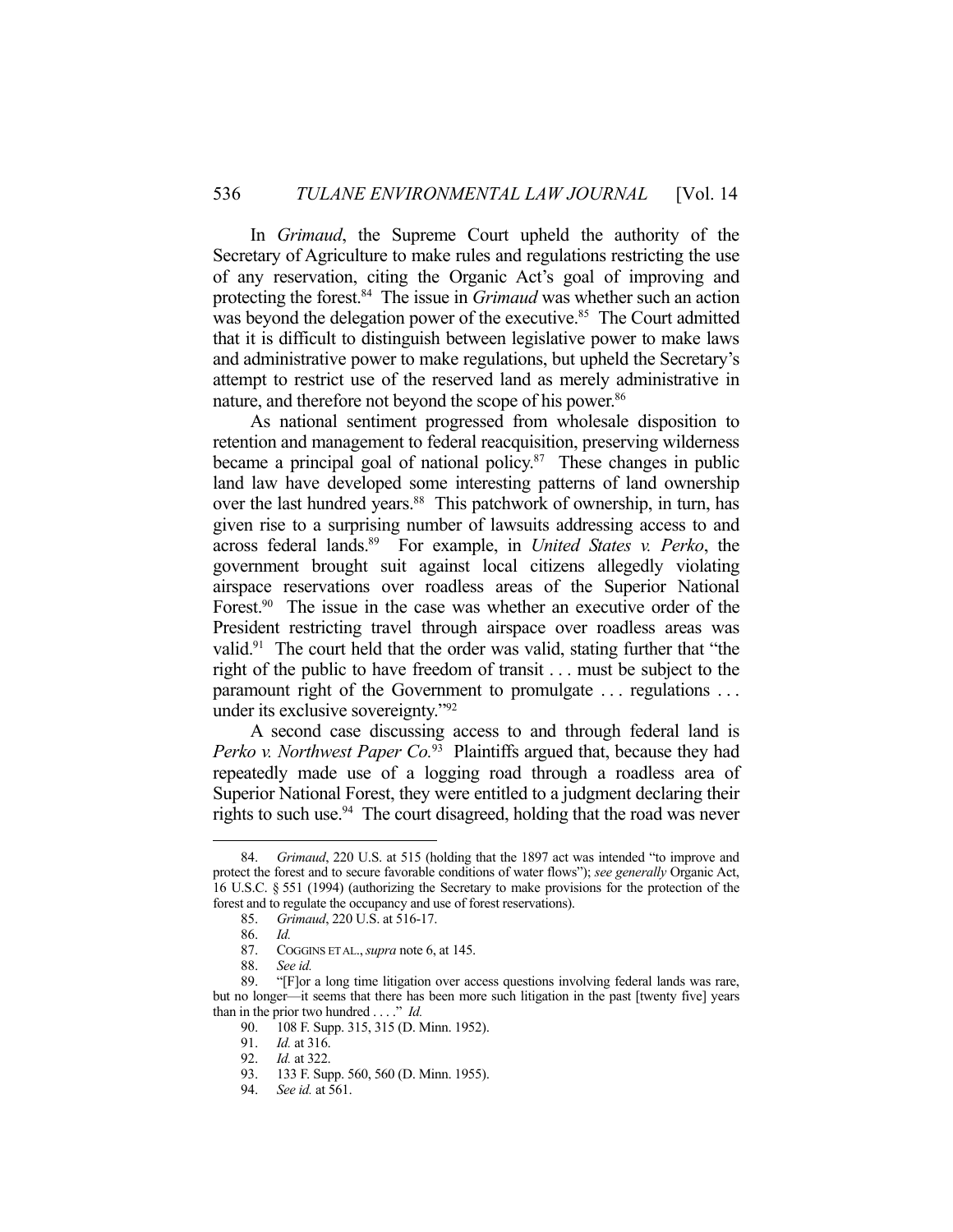In *Grimaud*, the Supreme Court upheld the authority of the Secretary of Agriculture to make rules and regulations restricting the use of any reservation, citing the Organic Act's goal of improving and protecting the forest.[84] The issue in *Grimaud* was whether such an action was beyond the delegation power of the executive.[85] The Court admitted that it is difficult to distinguish between legislative power to make laws and administrative power to make regulations, but upheld the Secretary's attempt to restrict use of the reserved land as merely administrative in nature, and therefore not beyond the scope of his power.[86]

As national sentiment progressed from wholesale disposition to retention and management to federal reacquisition, preserving wilderness became a principal goal of national policy.[87] These changes in public land law have developed some interesting patterns of land ownership over the last hundred years.[88] This patchwork of ownership, in turn, has given rise to a surprising number of lawsuits addressing access to and across federal lands.[89] For example, in *United States v. Perko*, the government brought suit against local citizens allegedly violating airspace reservations over roadless areas of the Superior National Forest.[90] The issue in the case was whether an executive order of the President restricting travel through airspace over roadless areas was valid.[91] The court held that the order was valid, stating further that "the right of the public to have freedom of transit . . . must be subject to the paramount right of the Government to promulgate . . . regulations . . . under its exclusive sovereignty."[92]

A second case discussing access to and through federal land is *Perko v. Northwest Paper Co.*[93] Plaintiffs argued that, because they had repeatedly made use of a logging road through a roadless area of Superior National Forest, they were entitled to a judgment declaring their rights to such use.[94] The court disagreed, holding that the road was never

---

84. *Grimaud*, 220 U.S. at 515 (holding that the 1897 act was intended "to improve and protect the forest and to secure favorable conditions of water flows"); *see generally* Organic Act, 16 U.S.C. § 551 (1994) (authorizing the Secretary to make provisions for the protection of the forest and to regulate the occupancy and use of forest reservations).

85. *Grimaud*, 220 U.S. at 516-17.

86. *Id.*

87. COGGINS ET AL., *supra* note 6, at 145.

88. *See id.*

89. "[F]or a long time litigation over access questions involving federal lands was rare, but no longer—it seems that there has been more such litigation in the past [twenty five] years than in the prior two hundred . . . ." *Id.*

90. 108 F. Supp. 315, 315 (D. Minn. 1952).

91. *Id.* at 316.

92. *Id.* at 322.

93. 133 F. Supp. 560, 560 (D. Minn. 1955).

94. *See id.* at 561.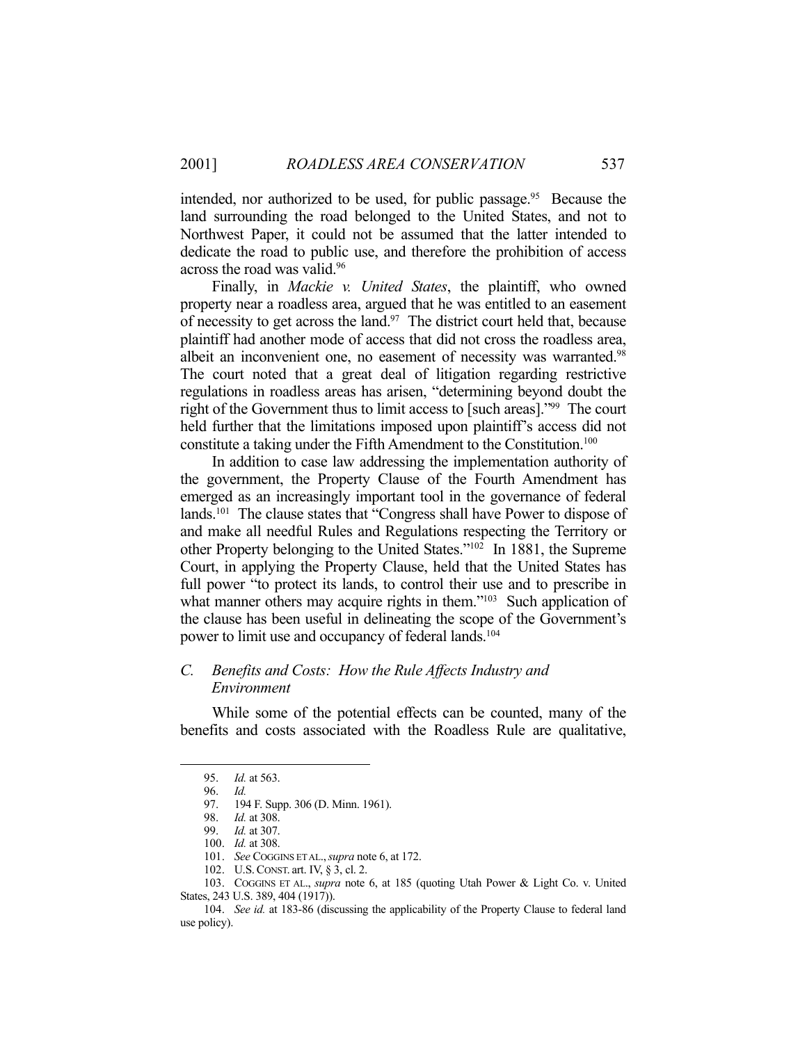intended, nor authorized to be used, for public passage.[95] Because the land surrounding the road belonged to the United States, and not to Northwest Paper, it could not be assumed that the latter intended to dedicate the road to public use, and therefore the prohibition of access across the road was valid.[96]

Finally, in *Mackie v. United States*, the plaintiff, who owned property near a roadless area, argued that he was entitled to an easement of necessity to get across the land.[97] The district court held that, because plaintiff had another mode of access that did not cross the roadless area, albeit an inconvenient one, no easement of necessity was warranted.[98] The court noted that a great deal of litigation regarding restrictive regulations in roadless areas has arisen, "determining beyond doubt the right of the Government thus to limit access to [such areas]."[99] The court held further that the limitations imposed upon plaintiff's access did not constitute a taking under the Fifth Amendment to the Constitution.[100]

In addition to case law addressing the implementation authority of the government, the Property Clause of the Fourth Amendment has emerged as an increasingly important tool in the governance of federal lands.[101] The clause states that "Congress shall have Power to dispose of and make all needful Rules and Regulations respecting the Territory or other Property belonging to the United States."[102] In 1881, the Supreme Court, in applying the Property Clause, held that the United States has full power "to protect its lands, to control their use and to prescribe in what manner others may acquire rights in them."[103] Such application of the clause has been useful in delineating the scope of the Government's power to limit use and occupancy of federal lands.[104]

### *C. Benefits and Costs: How the Rule Affects Industry and Environment*

While some of the potential effects can be counted, many of the benefits and costs associated with the Roadless Rule are qualitative,

---

95. *Id.* at 563.

96. *Id.*

97. 194 F. Supp. 306 (D. Minn. 1961).

98. *Id.* at 308.

99. *Id.* at 307.

100. *Id.* at 308.

101. *See* COGGINS ET AL., *supra* note 6, at 172.

102. U.S. CONST. art. IV, § 3, cl. 2.

103. COGGINS ET AL., *supra* note 6, at 185 (quoting Utah Power & Light Co. v. United States, 243 U.S. 389, 404 (1917)).

104. *See id.* at 183-86 (discussing the applicability of the Property Clause to federal land use policy).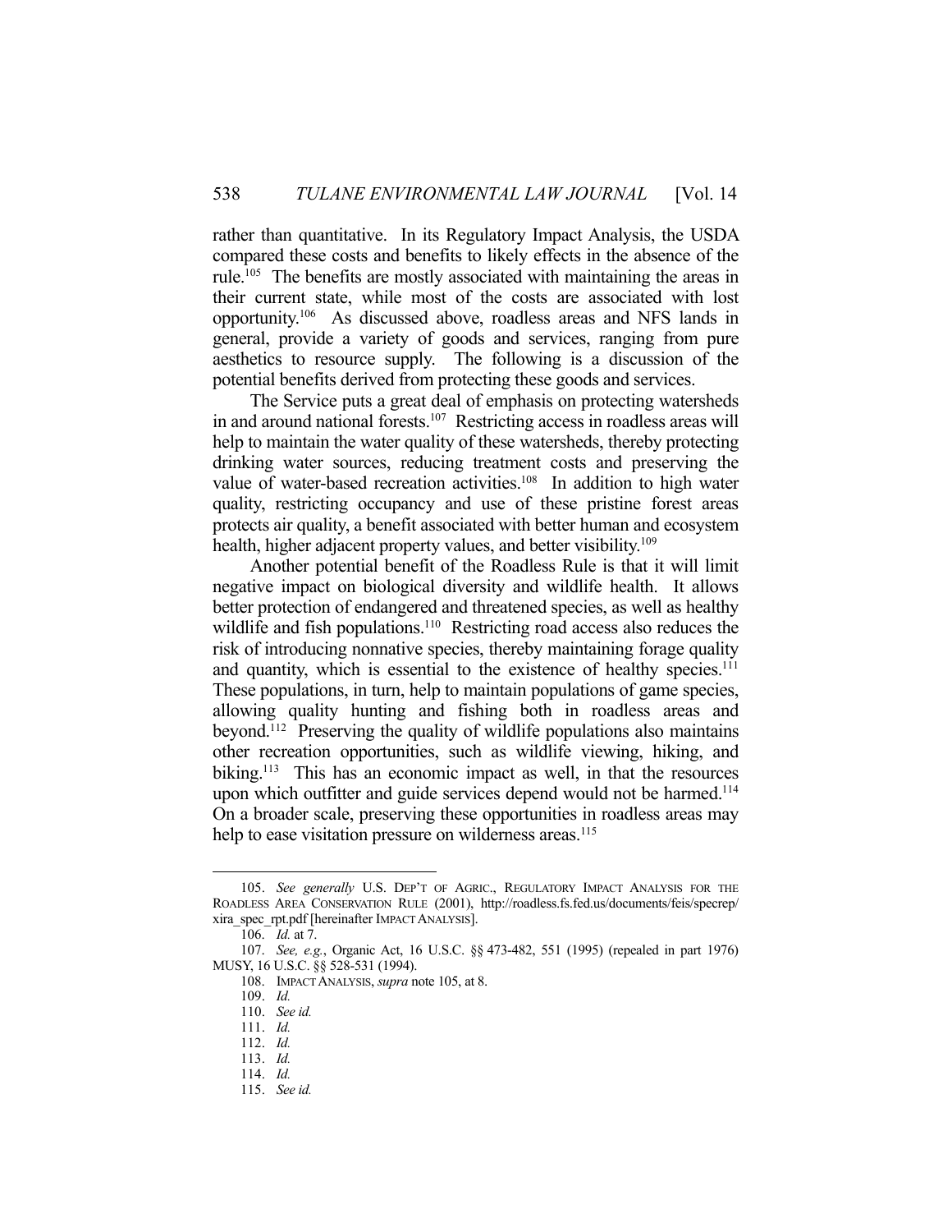rather than quantitative. In its Regulatory Impact Analysis, the USDA compared these costs and benefits to likely effects in the absence of the rule.[105] The benefits are mostly associated with maintaining the areas in their current state, while most of the costs are associated with lost opportunity.[106] As discussed above, roadless areas and NFS lands in general, provide a variety of goods and services, ranging from pure aesthetics to resource supply. The following is a discussion of the potential benefits derived from protecting these goods and services.

The Service puts a great deal of emphasis on protecting watersheds in and around national forests.[107] Restricting access in roadless areas will help to maintain the water quality of these watersheds, thereby protecting drinking water sources, reducing treatment costs and preserving the value of water-based recreation activities.[108] In addition to high water quality, restricting occupancy and use of these pristine forest areas protects air quality, a benefit associated with better human and ecosystem health, higher adjacent property values, and better visibility.[109]

Another potential benefit of the Roadless Rule is that it will limit negative impact on biological diversity and wildlife health. It allows better protection of endangered and threatened species, as well as healthy wildlife and fish populations.[110] Restricting road access also reduces the risk of introducing nonnative species, thereby maintaining forage quality and quantity, which is essential to the existence of healthy species.[111] These populations, in turn, help to maintain populations of game species, allowing quality hunting and fishing both in roadless areas and beyond.[112] Preserving the quality of wildlife populations also maintains other recreation opportunities, such as wildlife viewing, hiking, and biking.[113] This has an economic impact as well, in that the resources upon which outfitter and guide services depend would not be harmed.[114] On a broader scale, preserving these opportunities in roadless areas may help to ease visitation pressure on wilderness areas.[115]

---

105. *See generally* U.S. DEP'T OF AGRIC., REGULATORY IMPACT ANALYSIS FOR THE ROADLESS AREA CONSERVATION RULE (2001), http://roadless.fs.fed.us/documents/feis/specrep/xira_spec_rpt.pdf [hereinafter IMPACT ANALYSIS].

106. *Id.* at 7.

107. *See, e.g.*, Organic Act, 16 U.S.C. §§ 473-482, 551 (1995) (repealed in part 1976) MUSY, 16 U.S.C. §§ 528-531 (1994).

108. IMPACT ANALYSIS, *supra* note 105, at 8.

109. *Id.*

110. *See id.*

111. *Id.*

112. *Id.*

113. *Id.*

114. *Id.*

115. *See id.*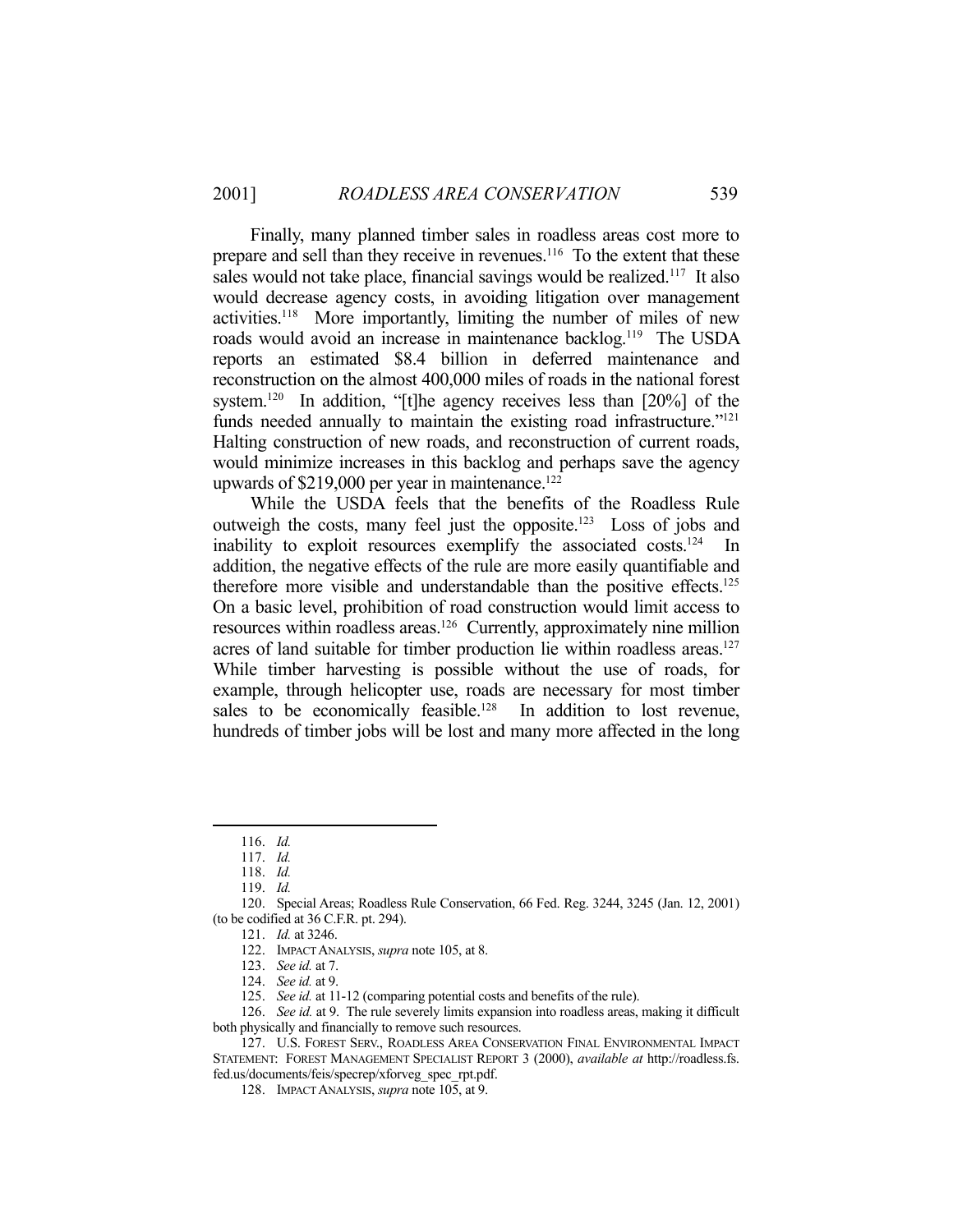Finally, many planned timber sales in roadless areas cost more to prepare and sell than they receive in revenues.[116] To the extent that these sales would not take place, financial savings would be realized.[117] It also would decrease agency costs, in avoiding litigation over management activities.[118] More importantly, limiting the number of miles of new roads would avoid an increase in maintenance backlog.[119] The USDA reports an estimated $8.4 billion in deferred maintenance and reconstruction on the almost 400,000 miles of roads in the national forest system.[120] In addition, "[t]he agency receives less than [20%] of the funds needed annually to maintain the existing road infrastructure."[121] Halting construction of new roads, and reconstruction of current roads, would minimize increases in this backlog and perhaps save the agency upwards of $219,000 per year in maintenance.[122]

While the USDA feels that the benefits of the Roadless Rule outweigh the costs, many feel just the opposite.[123] Loss of jobs and inability to exploit resources exemplify the associated costs.[124] In addition, the negative effects of the rule are more easily quantifiable and therefore more visible and understandable than the positive effects.[125] On a basic level, prohibition of road construction would limit access to resources within roadless areas.[126] Currently, approximately nine million acres of land suitable for timber production lie within roadless areas.[127] While timber harvesting is possible without the use of roads, for example, through helicopter use, roads are necessary for most timber sales to be economically feasible.[128] In addition to lost revenue, hundreds of timber jobs will be lost and many more affected in the long

---

116. *Id.*

117. *Id.*

118. *Id.*

119. *Id.*

120. Special Areas; Roadless Rule Conservation, 66 Fed. Reg. 3244, 3245 (Jan. 12, 2001) (to be codified at 36 C.F.R. pt. 294).

121. *Id.* at 3246.

122. IMPACT ANALYSIS, *supra* note 105, at 8.

123. *See id.* at 7.

124. *See id.* at 9.

125. *See id.* at 11-12 (comparing potential costs and benefits of the rule).

126. *See id.* at 9. The rule severely limits expansion into roadless areas, making it difficult both physically and financially to remove such resources.

127. U.S. FOREST SERV., ROADLESS AREA CONSERVATION FINAL ENVIRONMENTAL IMPACT STATEMENT: FOREST MANAGEMENT SPECIALIST REPORT 3 (2000), *available at* http://roadless.fs.fed.us/documents/feis/specrep/xforveg_spec_rpt.pdf.

128. IMPACT ANALYSIS, *supra* note 105, at 9.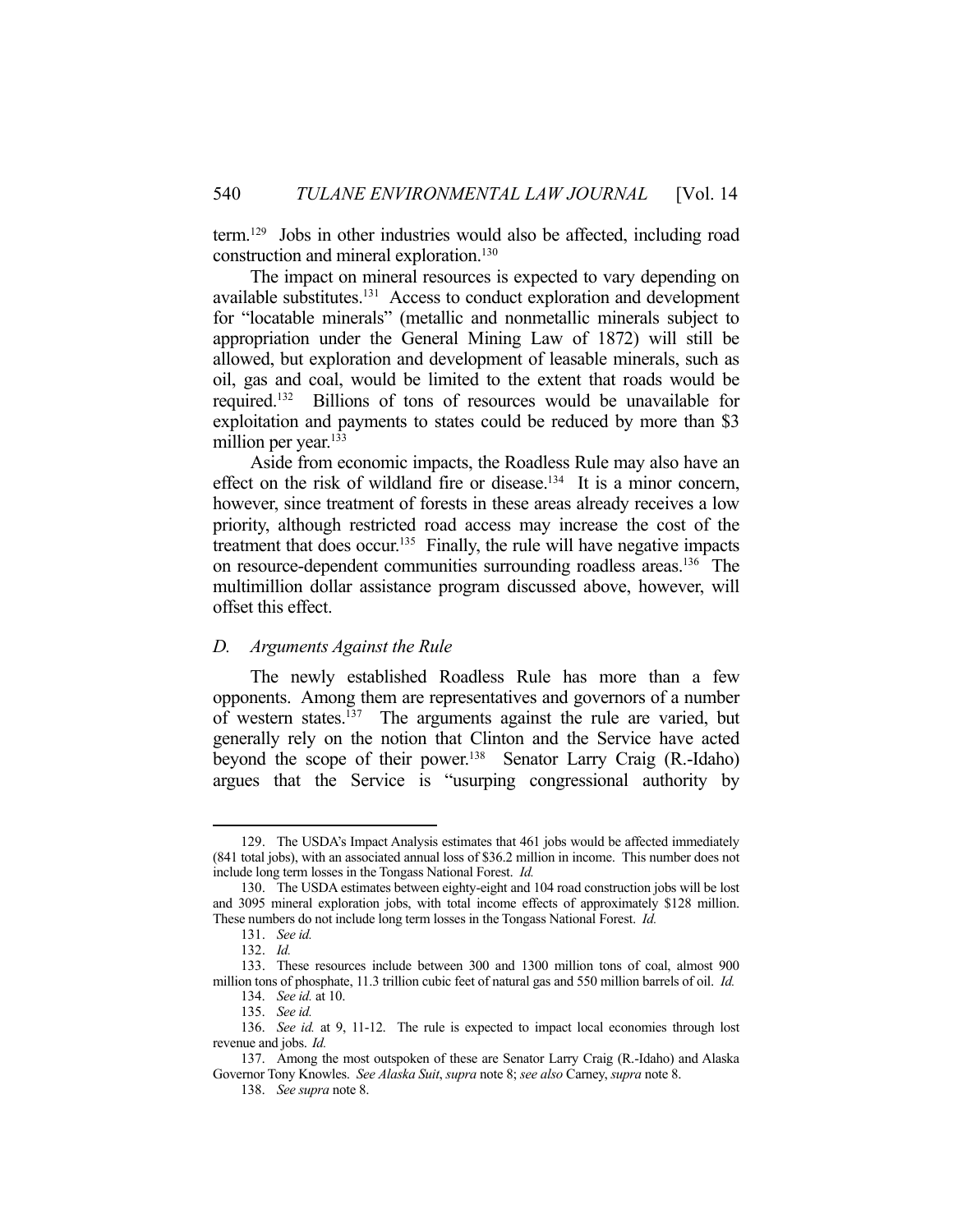term.[129] Jobs in other industries would also be affected, including road construction and mineral exploration.[130]

The impact on mineral resources is expected to vary depending on available substitutes.[131] Access to conduct exploration and development for "locatable minerals" (metallic and nonmetallic minerals subject to appropriation under the General Mining Law of 1872) will still be allowed, but exploration and development of leasable minerals, such as oil, gas and coal, would be limited to the extent that roads would be required.[132] Billions of tons of resources would be unavailable for exploitation and payments to states could be reduced by more than $3 million per year.[133]

Aside from economic impacts, the Roadless Rule may also have an effect on the risk of wildland fire or disease.[134] It is a minor concern, however, since treatment of forests in these areas already receives a low priority, although restricted road access may increase the cost of the treatment that does occur.[135] Finally, the rule will have negative impacts on resource-dependent communities surrounding roadless areas.[136] The multimillion dollar assistance program discussed above, however, will offset this effect.

### D. *Arguments Against the Rule*

The newly established Roadless Rule has more than a few opponents. Among them are representatives and governors of a number of western states.[137] The arguments against the rule are varied, but generally rely on the notion that Clinton and the Service have acted beyond the scope of their power.[138] Senator Larry Craig (R.-Idaho) argues that the Service is "usurping congressional authority by

---

129. The USDA's Impact Analysis estimates that 461 jobs would be affected immediately (841 total jobs), with an associated annual loss of $36.2 million in income. This number does not include long term losses in the Tongass National Forest. *Id.*

130. The USDA estimates between eighty-eight and 104 road construction jobs will be lost and 3095 mineral exploration jobs, with total income effects of approximately $128 million. These numbers do not include long term losses in the Tongass National Forest. *Id.*

131. *See id.*

132. *Id.*

133. These resources include between 300 and 1300 million tons of coal, almost 900 million tons of phosphate, 11.3 trillion cubic feet of natural gas and 550 million barrels of oil. *Id.*

134. *See id.* at 10.

135. *See id.*

136. *See id.* at 9, 11-12. The rule is expected to impact local economies through lost revenue and jobs. *Id.*

137. Among the most outspoken of these are Senator Larry Craig (R.-Idaho) and Alaska Governor Tony Knowles. *See Alaska Suit*, *supra* note 8; *see also* Carney, *supra* note 8.

138. *See supra* note 8.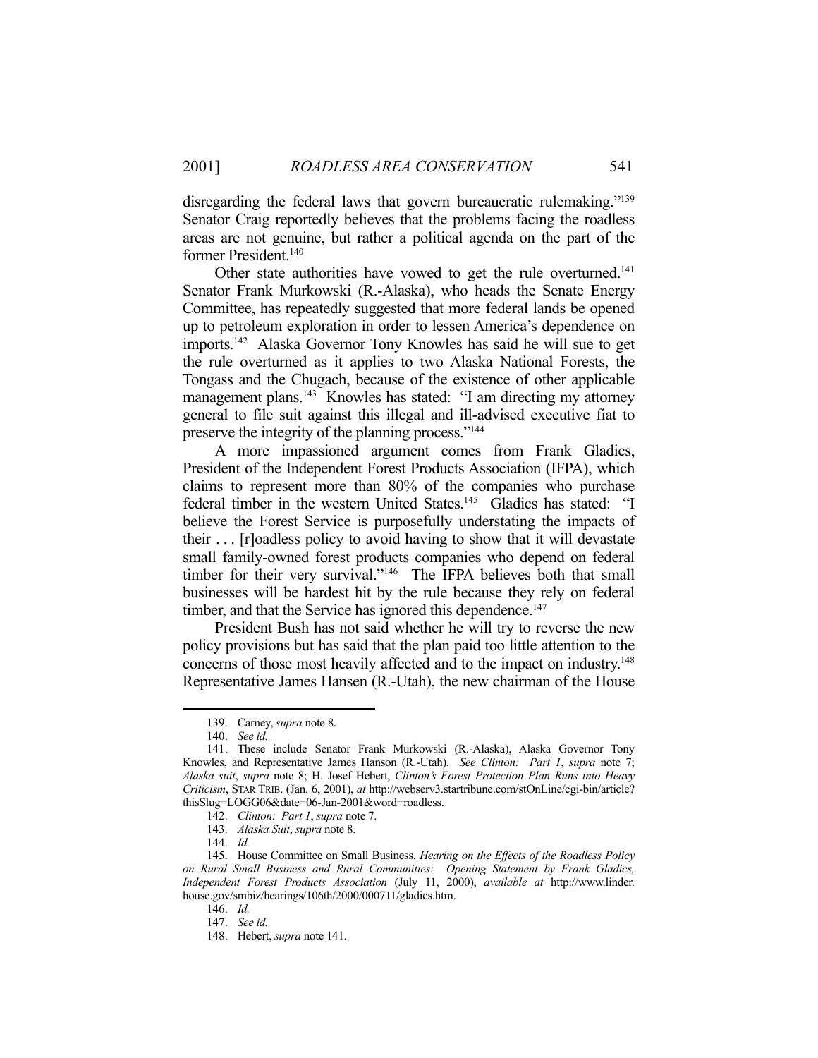disregarding the federal laws that govern bureaucratic rulemaking."[139] Senator Craig reportedly believes that the problems facing the roadless areas are not genuine, but rather a political agenda on the part of the former President.[140]

Other state authorities have vowed to get the rule overturned.[141] Senator Frank Murkowski (R.-Alaska), who heads the Senate Energy Committee, has repeatedly suggested that more federal lands be opened up to petroleum exploration in order to lessen America's dependence on imports.[142] Alaska Governor Tony Knowles has said he will sue to get the rule overturned as it applies to two Alaska National Forests, the Tongass and the Chugach, because of the existence of other applicable management plans.[143] Knowles has stated: "I am directing my attorney general to file suit against this illegal and ill-advised executive fiat to preserve the integrity of the planning process."[144]

A more impassioned argument comes from Frank Gladics, President of the Independent Forest Products Association (IFPA), which claims to represent more than 80% of the companies who purchase federal timber in the western United States.[145] Gladics has stated: "I believe the Forest Service is purposefully understating the impacts of their . . . [r]oadless policy to avoid having to show that it will devastate small family-owned forest products companies who depend on federal timber for their very survival."[146] The IFPA believes both that small businesses will be hardest hit by the rule because they rely on federal timber, and that the Service has ignored this dependence.[147]

President Bush has not said whether he will try to reverse the new policy provisions but has said that the plan paid too little attention to the concerns of those most heavily affected and to the impact on industry.[148] Representative James Hansen (R.-Utah), the new chairman of the House

---

139. Carney, *supra* note 8.

140. *See id.*

141. These include Senator Frank Murkowski (R.-Alaska), Alaska Governor Tony Knowles, and Representative James Hanson (R.-Utah). *See Clinton: Part 1*, *supra* note 7; *Alaska suit*, *supra* note 8; H. Josef Hebert, *Clinton's Forest Protection Plan Runs into Heavy Criticism*, STAR TRIB. (Jan. 6, 2001), *at* http://webserv3.startribune.com/stOnLine/cgi-bin/article?thisSlug=LOGG06&date=06-Jan-2001&word=roadless.

142. *Clinton: Part 1*, *supra* note 7.

143. *Alaska Suit*, *supra* note 8.

144. *Id.*

145. House Committee on Small Business, *Hearing on the Effects of the Roadless Policy on Rural Small Business and Rural Communities: Opening Statement by Frank Gladics, Independent Forest Products Association* (July 11, 2000), *available at* http://www.linder.house.gov/smbiz/hearings/106th/2000/000711/gladics.htm.

146. *Id.*

147. *See id.*

148. Hebert, *supra* note 141.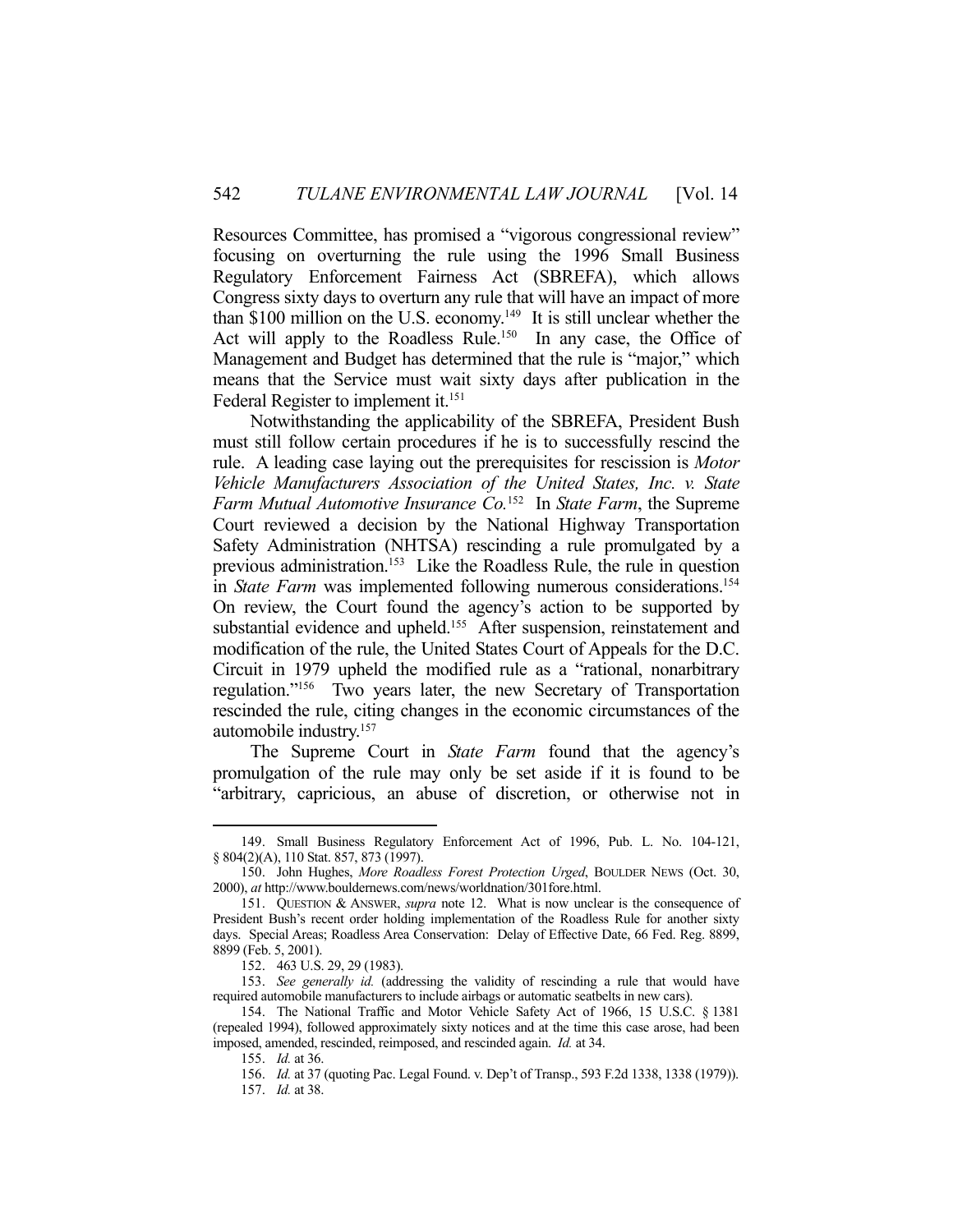Resources Committee, has promised a "vigorous congressional review" focusing on overturning the rule using the 1996 Small Business Regulatory Enforcement Fairness Act (SBREFA), which allows Congress sixty days to overturn any rule that will have an impact of more than $100 million on the U.S. economy.[149] It is still unclear whether the Act will apply to the Roadless Rule.[150] In any case, the Office of Management and Budget has determined that the rule is "major," which means that the Service must wait sixty days after publication in the Federal Register to implement it.[151]

Notwithstanding the applicability of the SBREFA, President Bush must still follow certain procedures if he is to successfully rescind the rule. A leading case laying out the prerequisites for rescission is *Motor Vehicle Manufacturers Association of the United States, Inc. v. State Farm Mutual Automotive Insurance Co.*[152] In *State Farm*, the Supreme Court reviewed a decision by the National Highway Transportation Safety Administration (NHTSA) rescinding a rule promulgated by a previous administration.[153] Like the Roadless Rule, the rule in question in *State Farm* was implemented following numerous considerations.[154] On review, the Court found the agency's action to be supported by substantial evidence and upheld.[155] After suspension, reinstatement and modification of the rule, the United States Court of Appeals for the D.C. Circuit in 1979 upheld the modified rule as a "rational, nonarbitrary regulation."[156] Two years later, the new Secretary of Transportation rescinded the rule, citing changes in the economic circumstances of the automobile industry.[157]

The Supreme Court in *State Farm* found that the agency's promulgation of the rule may only be set aside if it is found to be "arbitrary, capricious, an abuse of discretion, or otherwise not in

---

149. Small Business Regulatory Enforcement Act of 1996, Pub. L. No. 104-121, § 804(2)(A), 110 Stat. 857, 873 (1997).

150. John Hughes, *More Roadless Forest Protection Urged*, BOULDER NEWS (Oct. 30, 2000), *at* http://www.bouldernews.com/news/worldnation/301fore.html.

151. QUESTION & ANSWER, *supra* note 12. What is now unclear is the consequence of President Bush's recent order holding implementation of the Roadless Rule for another sixty days. Special Areas; Roadless Area Conservation: Delay of Effective Date, 66 Fed. Reg. 8899, 8899 (Feb. 5, 2001).

152. 463 U.S. 29, 29 (1983).

153. *See generally id.* (addressing the validity of rescinding a rule that would have required automobile manufacturers to include airbags or automatic seatbelts in new cars).

154. The National Traffic and Motor Vehicle Safety Act of 1966, 15 U.S.C. § 1381 (repealed 1994), followed approximately sixty notices and at the time this case arose, had been imposed, amended, rescinded, reimposed, and rescinded again. *Id.* at 34.

155. *Id.* at 36.

156. *Id.* at 37 (quoting Pac. Legal Found. v. Dep't of Transp., 593 F.2d 1338, 1338 (1979)).

157. *Id.* at 38.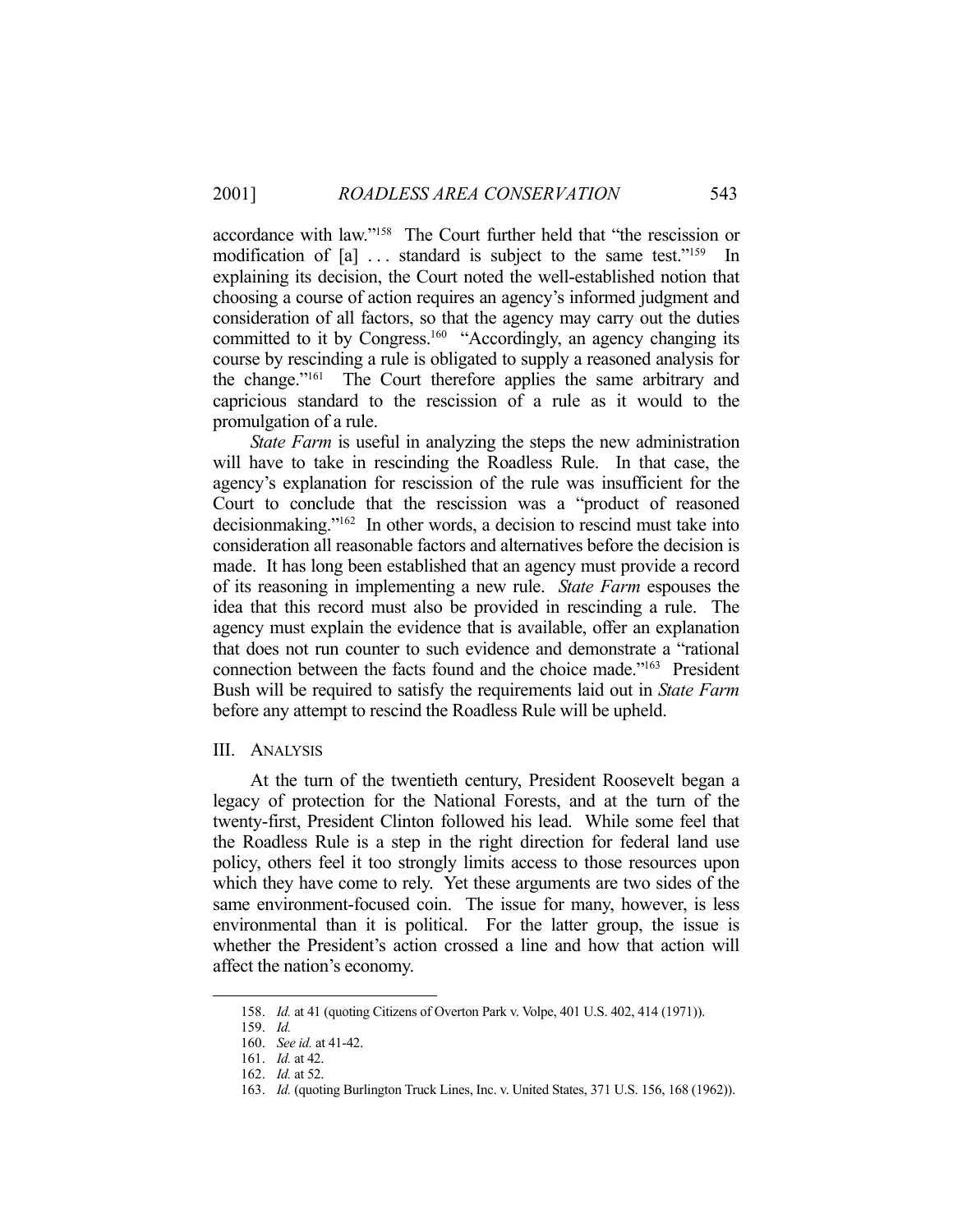accordance with law."[158] The Court further held that "the rescission or modification of [a] . . . standard is subject to the same test."[159] In explaining its decision, the Court noted the well-established notion that choosing a course of action requires an agency's informed judgment and consideration of all factors, so that the agency may carry out the duties committed to it by Congress.[160] "Accordingly, an agency changing its course by rescinding a rule is obligated to supply a reasoned analysis for the change."[161] The Court therefore applies the same arbitrary and capricious standard to the rescission of a rule as it would to the promulgation of a rule.

*State Farm* is useful in analyzing the steps the new administration will have to take in rescinding the Roadless Rule. In that case, the agency's explanation for rescission of the rule was insufficient for the Court to conclude that the rescission was a "product of reasoned decisionmaking."[162] In other words, a decision to rescind must take into consideration all reasonable factors and alternatives before the decision is made. It has long been established that an agency must provide a record of its reasoning in implementing a new rule. *State Farm* espouses the idea that this record must also be provided in rescinding a rule. The agency must explain the evidence that is available, offer an explanation that does not run counter to such evidence and demonstrate a "rational connection between the facts found and the choice made."[163] President Bush will be required to satisfy the requirements laid out in *State Farm* before any attempt to rescind the Roadless Rule will be upheld.

## III. ANALYSIS

At the turn of the twentieth century, President Roosevelt began a legacy of protection for the National Forests, and at the turn of the twenty-first, President Clinton followed his lead. While some feel that the Roadless Rule is a step in the right direction for federal land use policy, others feel it too strongly limits access to those resources upon which they have come to rely. Yet these arguments are two sides of the same environment-focused coin. The issue for many, however, is less environmental than it is political. For the latter group, the issue is whether the President's action crossed a line and how that action will affect the nation's economy.

---

158. *Id.* at 41 (quoting Citizens of Overton Park v. Volpe, 401 U.S. 402, 414 (1971)).

159. *Id.*

160. *See id.* at 41-42.

161. *Id.* at 42.

162. *Id.* at 52.

163. *Id.* (quoting Burlington Truck Lines, Inc. v. United States, 371 U.S. 156, 168 (1962)).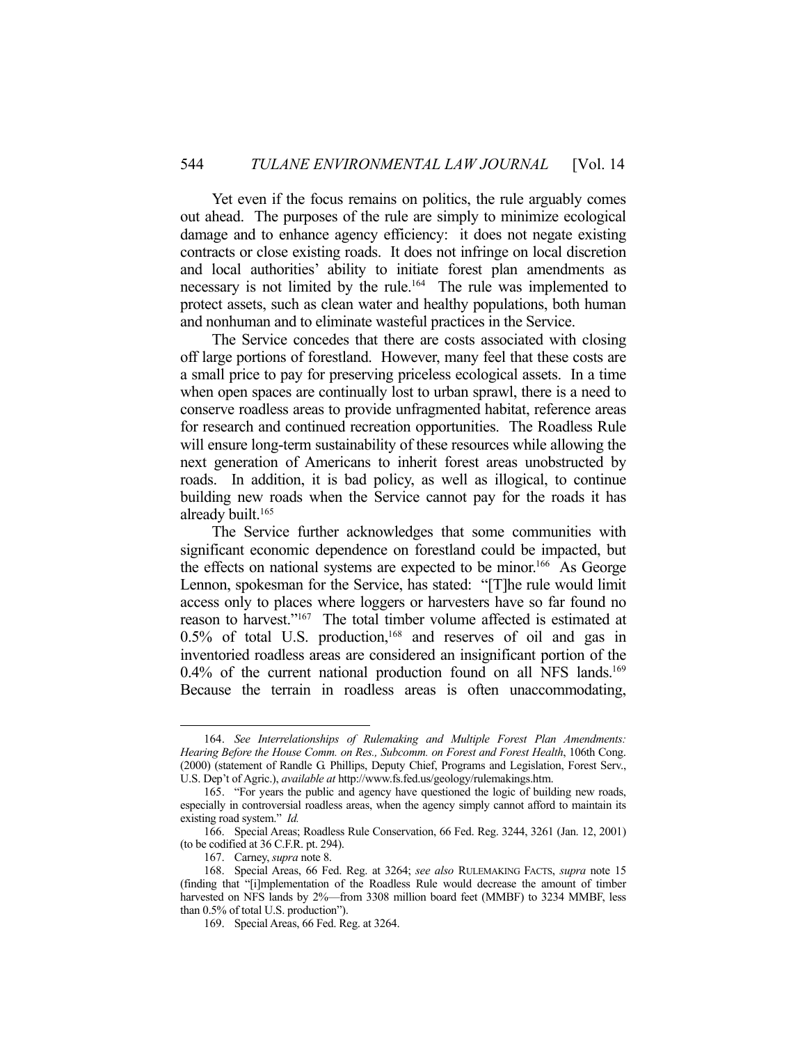Yet even if the focus remains on politics, the rule arguably comes out ahead. The purposes of the rule are simply to minimize ecological damage and to enhance agency efficiency: it does not negate existing contracts or close existing roads. It does not infringe on local discretion and local authorities' ability to initiate forest plan amendments as necessary is not limited by the rule.[164] The rule was implemented to protect assets, such as clean water and healthy populations, both human and nonhuman and to eliminate wasteful practices in the Service.

The Service concedes that there are costs associated with closing off large portions of forestland. However, many feel that these costs are a small price to pay for preserving priceless ecological assets. In a time when open spaces are continually lost to urban sprawl, there is a need to conserve roadless areas to provide unfragmented habitat, reference areas for research and continued recreation opportunities. The Roadless Rule will ensure long-term sustainability of these resources while allowing the next generation of Americans to inherit forest areas unobstructed by roads. In addition, it is bad policy, as well as illogical, to continue building new roads when the Service cannot pay for the roads it has already built.[165]

The Service further acknowledges that some communities with significant economic dependence on forestland could be impacted, but the effects on national systems are expected to be minor.[166] As George Lennon, spokesman for the Service, has stated: "[T]he rule would limit access only to places where loggers or harvesters have so far found no reason to harvest."[167] The total timber volume affected is estimated at 0.5% of total U.S. production,[168] and reserves of oil and gas in inventoried roadless areas are considered an insignificant portion of the 0.4% of the current national production found on all NFS lands.[169] Because the terrain in roadless areas is often unaccommodating,

---

164. *See Interrelationships of Rulemaking and Multiple Forest Plan Amendments: Hearing Before the House Comm. on Res., Subcomm. on Forest and Forest Health*, 106th Cong. (2000) (statement of Randle G. Phillips, Deputy Chief, Programs and Legislation, Forest Serv., U.S. Dep't of Agric.), *available at* http://www.fs.fed.us/geology/rulemakings.htm.

165. "For years the public and agency have questioned the logic of building new roads, especially in controversial roadless areas, when the agency simply cannot afford to maintain its existing road system." *Id.*

166. Special Areas; Roadless Rule Conservation, 66 Fed. Reg. 3244, 3261 (Jan. 12, 2001) (to be codified at 36 C.F.R. pt. 294).

167. Carney, *supra* note 8.

168. Special Areas, 66 Fed. Reg. at 3264; *see also* RULEMAKING FACTS, *supra* note 15 (finding that "[i]mplementation of the Roadless Rule would decrease the amount of timber harvested on NFS lands by 2%—from 3308 million board feet (MMBF) to 3234 MMBF, less than 0.5% of total U.S. production").

169. Special Areas, 66 Fed. Reg. at 3264.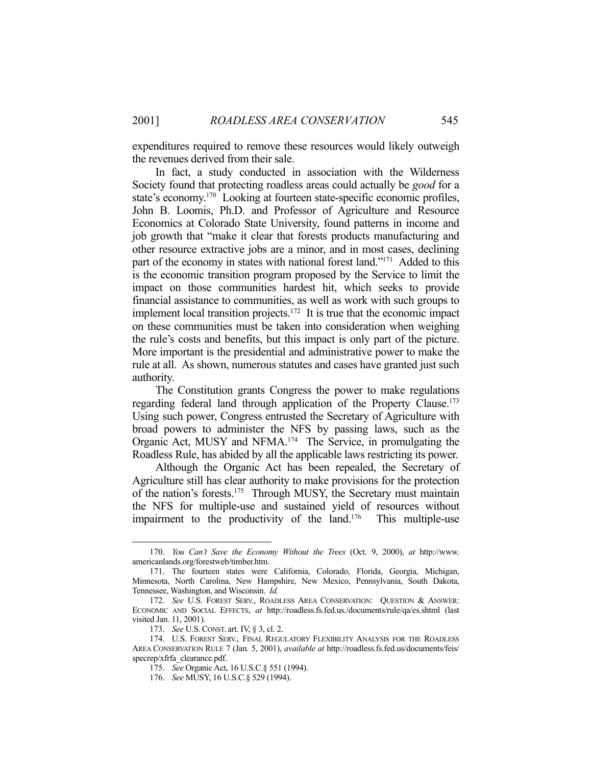expenditures required to remove these resources would likely outweigh the revenues derived from their sale.

In fact, a study conducted in association with the Wilderness Society found that protecting roadless areas could actually be *good* for a state's economy.[170] Looking at fourteen state-specific economic profiles, John B. Loomis, Ph.D. and Professor of Agriculture and Resource Economics at Colorado State University, found patterns in income and job growth that "make it clear that forests products manufacturing and other resource extractive jobs are a minor, and in most cases, declining part of the economy in states with national forest land."[171] Added to this is the economic transition program proposed by the Service to limit the impact on those communities hardest hit, which seeks to provide financial assistance to communities, as well as work with such groups to implement local transition projects.[172] It is true that the economic impact on these communities must be taken into consideration when weighing the rule's costs and benefits, but this impact is only part of the picture. More important is the presidential and administrative power to make the rule at all. As shown, numerous statutes and cases have granted just such authority.

The Constitution grants Congress the power to make regulations regarding federal land through application of the Property Clause.[173] Using such power, Congress entrusted the Secretary of Agriculture with broad powers to administer the NFS by passing laws, such as the Organic Act, MUSY and NFMA.[174] The Service, in promulgating the Roadless Rule, has abided by all the applicable laws restricting its power.

Although the Organic Act has been repealed, the Secretary of Agriculture still has clear authority to make provisions for the protection of the nation's forests.[175] Through MUSY, the Secretary must maintain the NFS for multiple-use and sustained yield of resources without impairment to the productivity of the land.[176] This multiple-use

---

170. *You Can't Save the Economy Without the Trees* (Oct. 9, 2000), *at* http://www.americanlands.org/forestweb/timber.htm.

171. The fourteen states were California, Colorado, Florida, Georgia, Michigan, Minnesota, North Carolina, New Hampshire, New Mexico, Pennsylvania, South Dakota, Tennessee, Washington, and Wisconsin. *Id.*

172. *See* U.S. FOREST SERV., ROADLESS AREA CONSERVATION: QUESTION & ANSWER: ECONOMIC AND SOCIAL EFFECTS, *at* http://roadless.fs.fed.us./documents/rule/qa/es.shtml (last visited Jan. 11, 2001).

173. *See* U.S. CONST. art. IV, § 3, cl. 2.

174. U.S. FOREST SERV., FINAL REGULATORY FLEXIBILITY ANALYSIS FOR THE ROADLESS AREA CONSERVATION RULE 7 (Jan. 5, 2001), *available at* http://roadless.fs.fed.us/documents/feis/specrep/xfrfa_clearance.pdf.

175. *See* Organic Act, 16 U.S.C.§ 551 (1994).

176. *See* MUSY, 16 U.S.C.§ 529 (1994).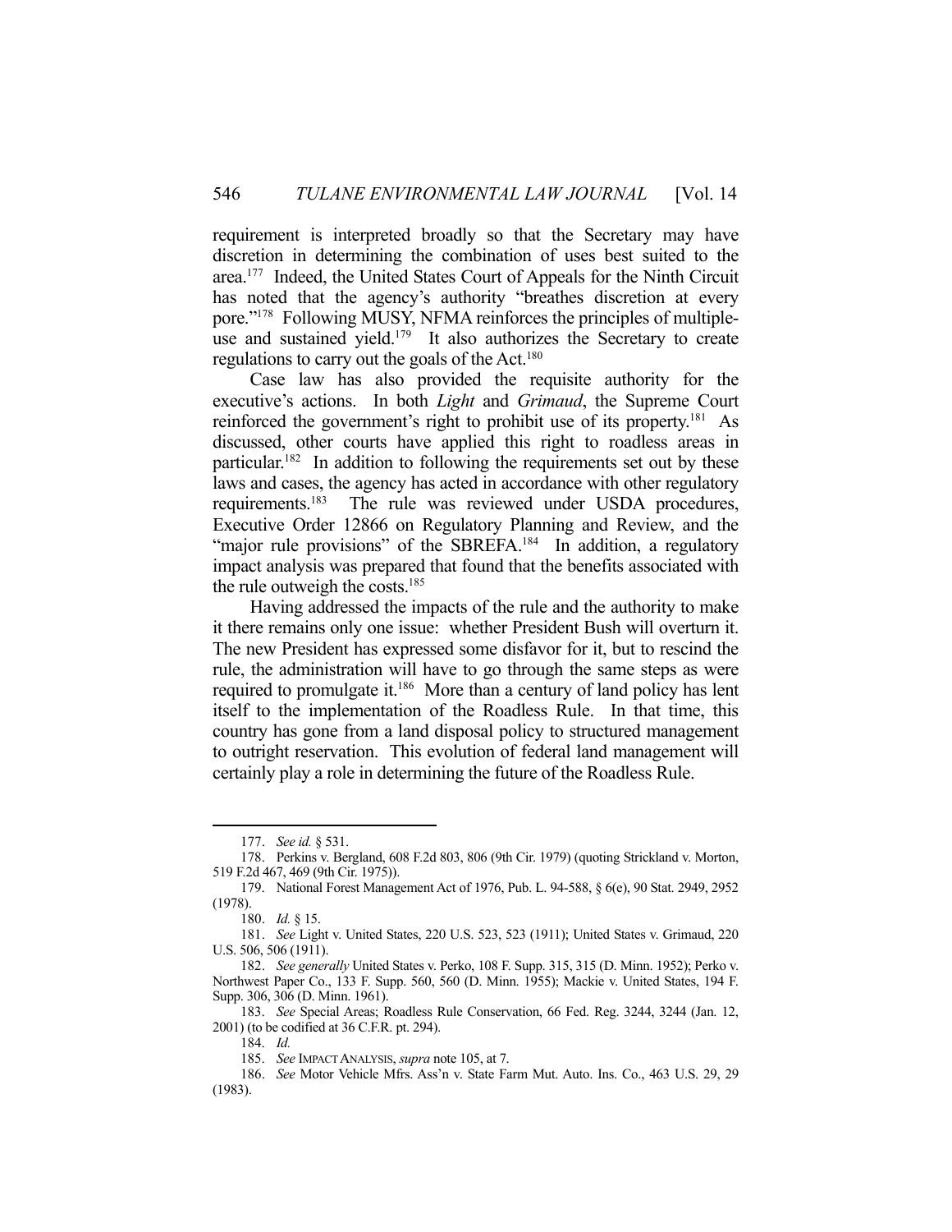requirement is interpreted broadly so that the Secretary may have discretion in determining the combination of uses best suited to the area.[177] Indeed, the United States Court of Appeals for the Ninth Circuit has noted that the agency's authority "breathes discretion at every pore."[178] Following MUSY, NFMA reinforces the principles of multiple-use and sustained yield.[179] It also authorizes the Secretary to create regulations to carry out the goals of the Act.[180]

Case law has also provided the requisite authority for the executive's actions. In both *Light* and *Grimaud*, the Supreme Court reinforced the government's right to prohibit use of its property.[181] As discussed, other courts have applied this right to roadless areas in particular.[182] In addition to following the requirements set out by these laws and cases, the agency has acted in accordance with other regulatory requirements.[183] The rule was reviewed under USDA procedures, Executive Order 12866 on Regulatory Planning and Review, and the "major rule provisions" of the SBREFA.[184] In addition, a regulatory impact analysis was prepared that found that the benefits associated with the rule outweigh the costs.[185]

Having addressed the impacts of the rule and the authority to make it there remains only one issue: whether President Bush will overturn it. The new President has expressed some disfavor for it, but to rescind the rule, the administration will have to go through the same steps as were required to promulgate it.[186] More than a century of land policy has lent itself to the implementation of the Roadless Rule. In that time, this country has gone from a land disposal policy to structured management to outright reservation. This evolution of federal land management will certainly play a role in determining the future of the Roadless Rule.

---

177. *See id.* § 531.

178. Perkins v. Bergland, 608 F.2d 803, 806 (9th Cir. 1979) (quoting Strickland v. Morton, 519 F.2d 467, 469 (9th Cir. 1975)).

179. National Forest Management Act of 1976, Pub. L. 94-588, § 6(e), 90 Stat. 2949, 2952 (1978).

180. *Id.* § 15.

181. *See* Light v. United States, 220 U.S. 523, 523 (1911); United States v. Grimaud, 220 U.S. 506, 506 (1911).

182. *See generally* United States v. Perko, 108 F. Supp. 315, 315 (D. Minn. 1952); Perko v. Northwest Paper Co., 133 F. Supp. 560, 560 (D. Minn. 1955); Mackie v. United States, 194 F. Supp. 306, 306 (D. Minn. 1961).

183. *See* Special Areas; Roadless Rule Conservation, 66 Fed. Reg. 3244, 3244 (Jan. 12, 2001) (to be codified at 36 C.F.R. pt. 294).

184. *Id.*

185. *See* IMPACT ANALYSIS, *supra* note 105, at 7.

186. *See* Motor Vehicle Mfrs. Ass'n v. State Farm Mut. Auto. Ins. Co., 463 U.S. 29, 29 (1983).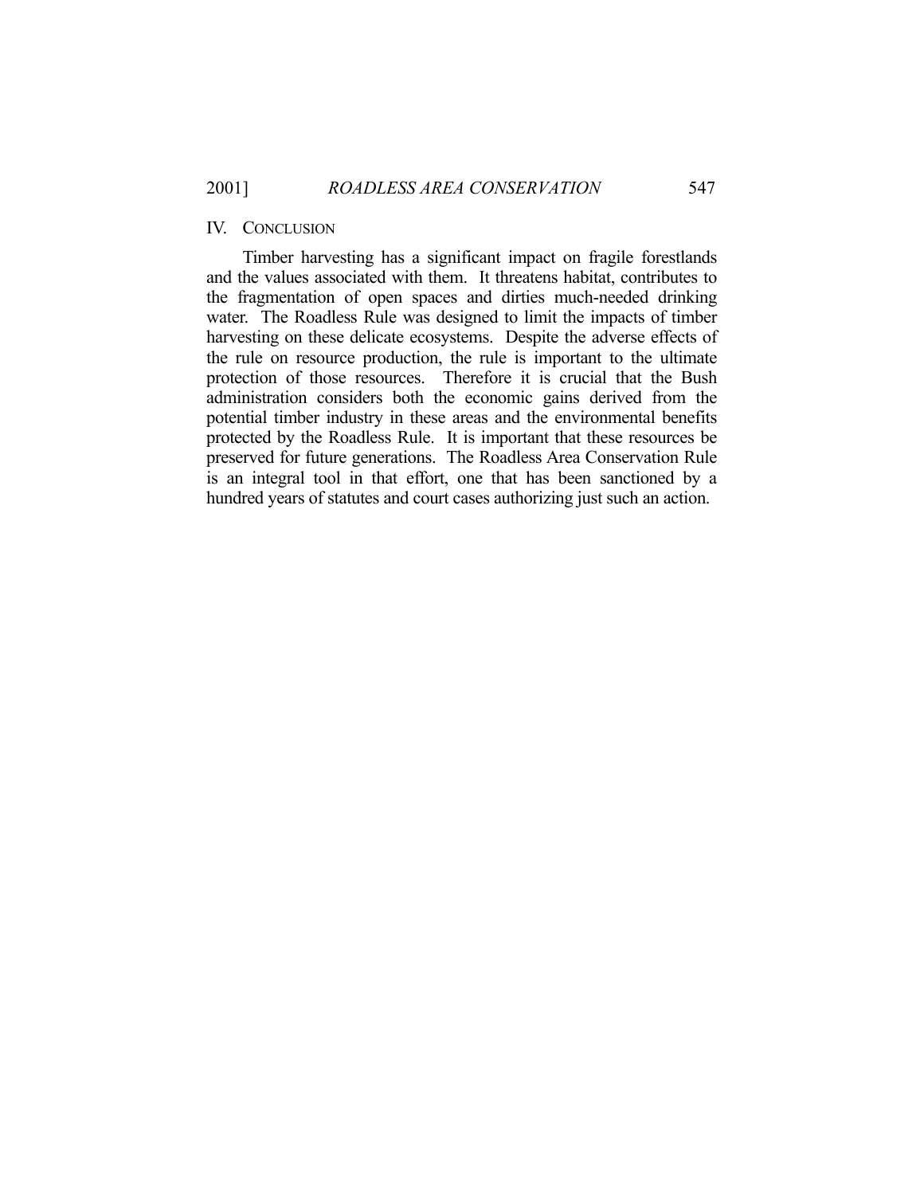## IV. CONCLUSION

Timber harvesting has a significant impact on fragile forestlands and the values associated with them. It threatens habitat, contributes to the fragmentation of open spaces and dirties much-needed drinking water. The Roadless Rule was designed to limit the impacts of timber harvesting on these delicate ecosystems. Despite the adverse effects of the rule on resource production, the rule is important to the ultimate protection of those resources. Therefore it is crucial that the Bush administration considers both the economic gains derived from the potential timber industry in these areas and the environmental benefits protected by the Roadless Rule. It is important that these resources be preserved for future generations. The Roadless Area Conservation Rule is an integral tool in that effort, one that has been sanctioned by a hundred years of statutes and court cases authorizing just such an action.